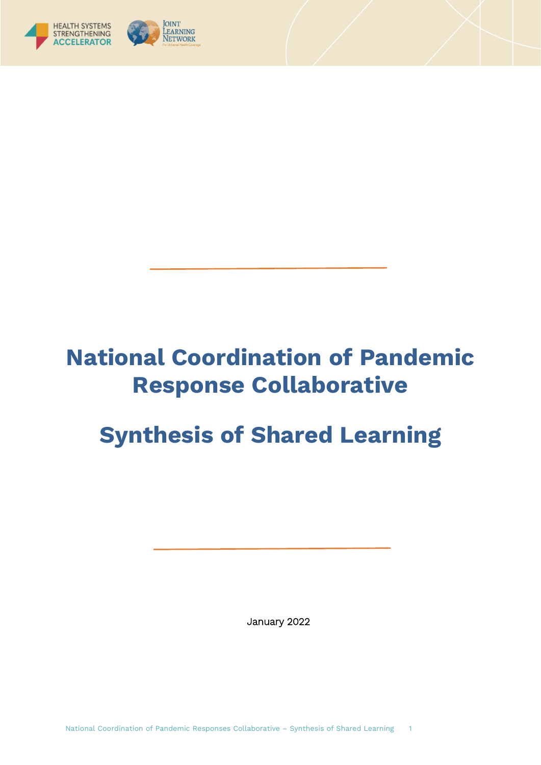# National Coordination of Pandemic Response Collaborative

# Synthesis of Shared Learning

January 2022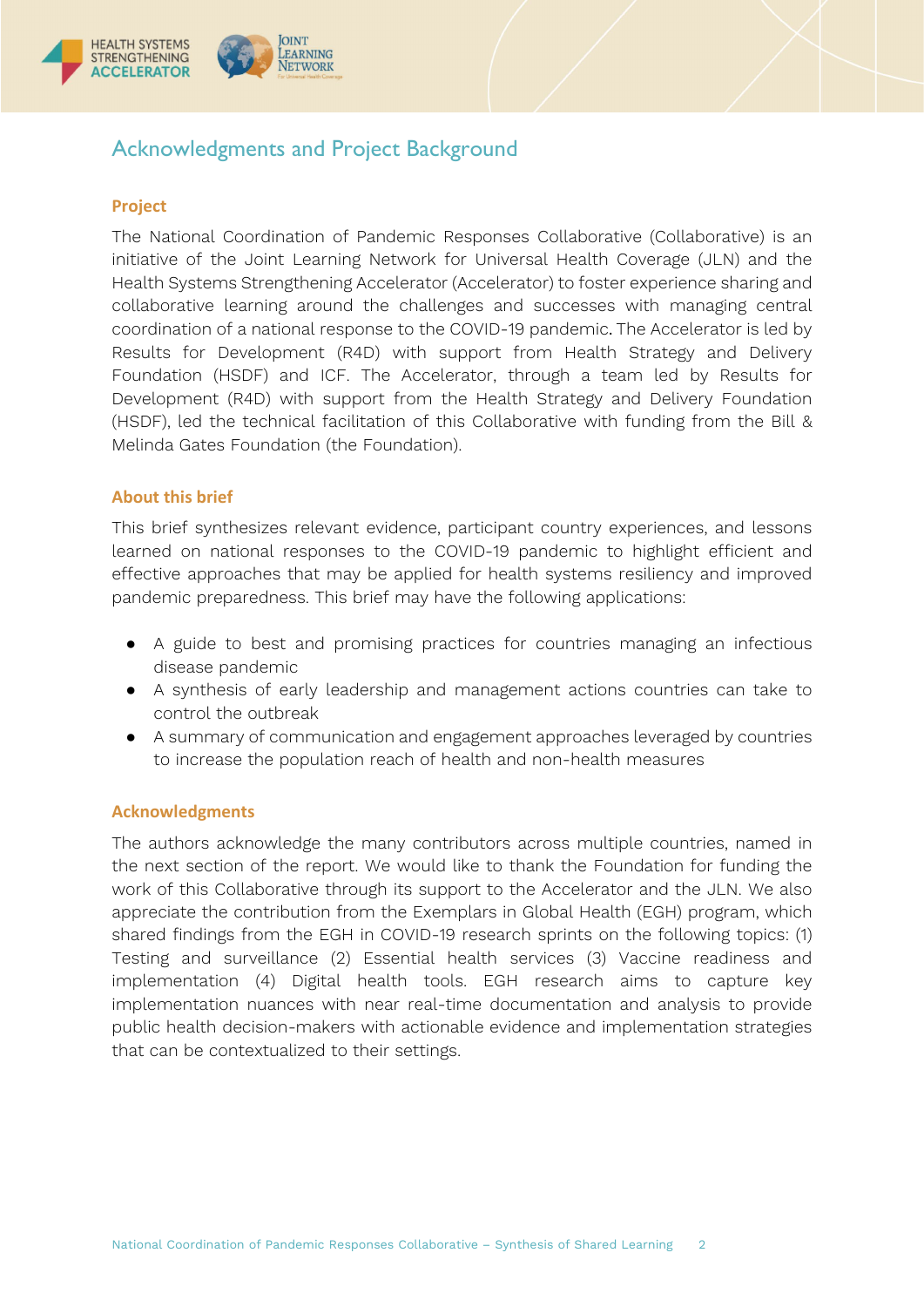## Acknowledgments and Project Background

### Project

The National Coordination of Pandemic Responses Collaborative (Collaborative) is an initiative of the Joint Learning Network for Universal Health Coverage (JLN) and the Health Systems Strengthening Accelerator (Accelerator) to foster experience sharing and collaborative learning around the challenges and successes with managing central coordination of a national response to the COVID-19 pandemic. The Accelerator is led by Results for Development (R4D) with support from Health Strategy and Delivery Foundation (HSDF) and ICF. The Accelerator, through a team led by Results for Development (R4D) with support from the Health Strategy and Delivery Foundation (HSDF), led the technical facilitation of this Collaborative with funding from the Bill & Melinda Gates Foundation (the Foundation).

### About this brief

This brief synthesizes relevant evidence, participant country experiences, and lessons learned on national responses to the COVID-19 pandemic to highlight efficient and effective approaches that may be applied for health systems resiliency and improved pandemic preparedness. This brief may have the following applications:

- A guide to best and promising practices for countries managing an infectious disease pandemic
- A synthesis of early leadership and management actions countries can take to control the outbreak
- A summary of communication and engagement approaches leveraged by countries to increase the population reach of health and non-health measures

### Acknowledgments

The authors acknowledge the many contributors across multiple countries, named in the next section of the report. We would like to thank the Foundation for funding the work of this Collaborative through its support to the Accelerator and the JLN. We also appreciate the contribution from the Exemplars in Global Health (EGH) program, which shared findings from the EGH in COVID-19 research sprints on the following topics: (1) Testing and surveillance (2) Essential health services (3) Vaccine readiness and implementation (4) Digital health tools. EGH research aims to capture key implementation nuances with near real-time documentation and analysis to provide public health decision-makers with actionable evidence and implementation strategies that can be contextualized to their settings.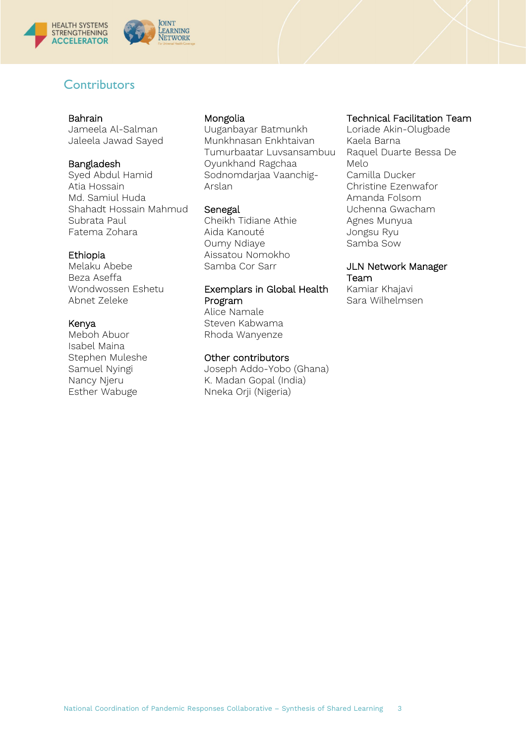## Contributors

**Bahrain**
Jameela Al-Salman
Jaleela Jawad Sayed

**Bangladesh**
Syed Abdul Hamid
Atia Hossain
Md. Samiul Huda
Shahadt Hossain Mahmud
Subrata Paul
Fatema Zohara

**Ethiopia**
Melaku Abebe
Beza Aseffa
Wondwossen Eshetu
Abnet Zeleke

**Kenya**
Meboh Abuor
Isabel Maina
Stephen Muleshe
Samuel Nyingi
Nancy Njeru
Esther Wabuge

**Mongolia**
Uuganbayar Batmunkh
Munkhnasan Enkhtaivan
Tumurbaatar Luvsansambuu
Oyunkhand Ragchaa
Sodnomdarjaa Vaanchig-Arslan

**Senegal**
Cheikh Tidiane Athie
Aida Kanouté
Oumy Ndiaye
Aissatou Nomokho
Samba Cor Sarr

**Exemplars in Global Health Program**
Alice Namale
Steven Kabwama
Rhoda Wanyenze

**Other contributors**
Joseph Addo-Yobo (Ghana)
K. Madan Gopal (India)
Nneka Orji (Nigeria)

**Technical Facilitation Team**
Loriade Akin-Olugbade
Kaela Barna
Raquel Duarte Bessa De Melo
Camilla Ducker
Christine Ezenwafor
Amanda Folsom
Uchenna Gwacham
Agnes Munyua
Jongsu Ryu
Samba Sow

**JLN Network Manager Team**
Kamiar Khajavi
Sara Wilhelmsen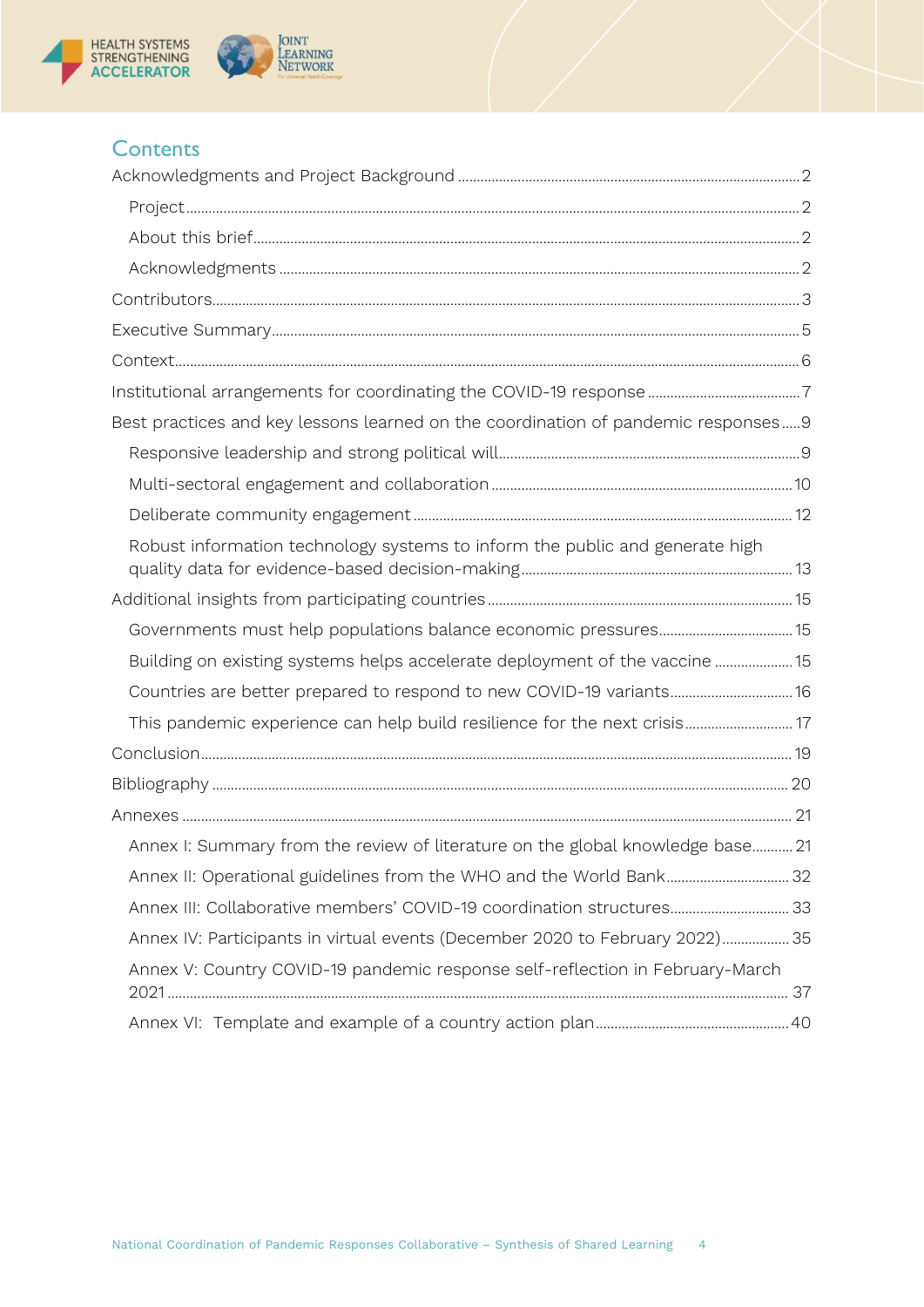## Contents

- Acknowledgments and Project Background ... 2
  - Project ... 2
  - About this brief ... 2
  - Acknowledgments ... 2
- Contributors ... 3
- Executive Summary ... 5
- Context ... 6
- Institutional arrangements for coordinating the COVID-19 response ... 7
- Best practices and key lessons learned on the coordination of pandemic responses ... 9
  - Responsive leadership and strong political will ... 9
  - Multi-sectoral engagement and collaboration ... 10
  - Deliberate community engagement ... 12
  - Robust information technology systems to inform the public and generate high quality data for evidence-based decision-making ... 13
- Additional insights from participating countries ... 15
  - Governments must help populations balance economic pressures ... 15
  - Building on existing systems helps accelerate deployment of the vaccine ... 15
  - Countries are better prepared to respond to new COVID-19 variants ... 16
  - This pandemic experience can help build resilience for the next crisis ... 17
- Conclusion ... 19
- Bibliography ... 20
- Annexes ... 21
  - Annex I: Summary from the review of literature on the global knowledge base ... 21
  - Annex II: Operational guidelines from the WHO and the World Bank ... 32
  - Annex III: Collaborative members' COVID-19 coordination structures ... 33
  - Annex IV: Participants in virtual events (December 2020 to February 2022) ... 35
  - Annex V: Country COVID-19 pandemic response self-reflection in February-March 2021 ... 37
  - Annex VI: Template and example of a country action plan ... 40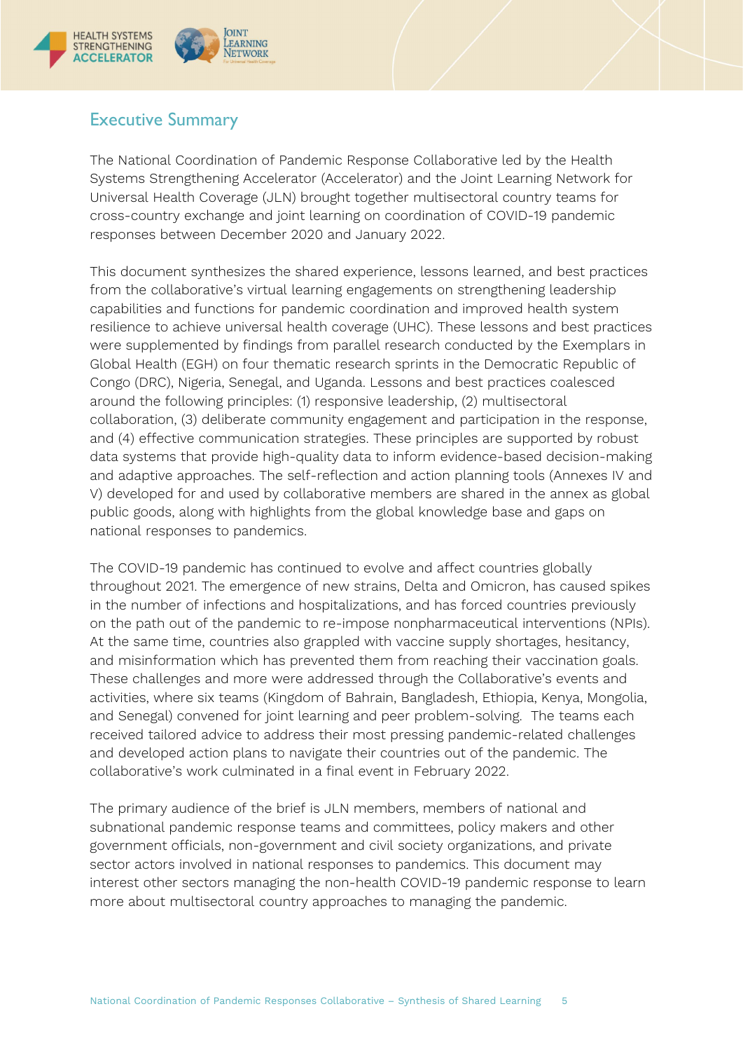## Executive Summary

The National Coordination of Pandemic Response Collaborative led by the Health Systems Strengthening Accelerator (Accelerator) and the Joint Learning Network for Universal Health Coverage (JLN) brought together multisectoral country teams for cross-country exchange and joint learning on coordination of COVID-19 pandemic responses between December 2020 and January 2022.

This document synthesizes the shared experience, lessons learned, and best practices from the collaborative's virtual learning engagements on strengthening leadership capabilities and functions for pandemic coordination and improved health system resilience to achieve universal health coverage (UHC). These lessons and best practices were supplemented by findings from parallel research conducted by the Exemplars in Global Health (EGH) on four thematic research sprints in the Democratic Republic of Congo (DRC), Nigeria, Senegal, and Uganda. Lessons and best practices coalesced around the following principles: (1) responsive leadership, (2) multisectoral collaboration, (3) deliberate community engagement and participation in the response, and (4) effective communication strategies. These principles are supported by robust data systems that provide high-quality data to inform evidence-based decision-making and adaptive approaches. The self-reflection and action planning tools (Annexes IV and V) developed for and used by collaborative members are shared in the annex as global public goods, along with highlights from the global knowledge base and gaps on national responses to pandemics.

The COVID-19 pandemic has continued to evolve and affect countries globally throughout 2021. The emergence of new strains, Delta and Omicron, has caused spikes in the number of infections and hospitalizations, and has forced countries previously on the path out of the pandemic to re-impose nonpharmaceutical interventions (NPIs). At the same time, countries also grappled with vaccine supply shortages, hesitancy, and misinformation which has prevented them from reaching their vaccination goals. These challenges and more were addressed through the Collaborative's events and activities, where six teams (Kingdom of Bahrain, Bangladesh, Ethiopia, Kenya, Mongolia, and Senegal) convened for joint learning and peer problem-solving. The teams each received tailored advice to address their most pressing pandemic-related challenges and developed action plans to navigate their countries out of the pandemic. The collaborative's work culminated in a final event in February 2022.

The primary audience of the brief is JLN members, members of national and subnational pandemic response teams and committees, policy makers and other government officials, non-government and civil society organizations, and private sector actors involved in national responses to pandemics. This document may interest other sectors managing the non-health COVID-19 pandemic response to learn more about multisectoral country approaches to managing the pandemic.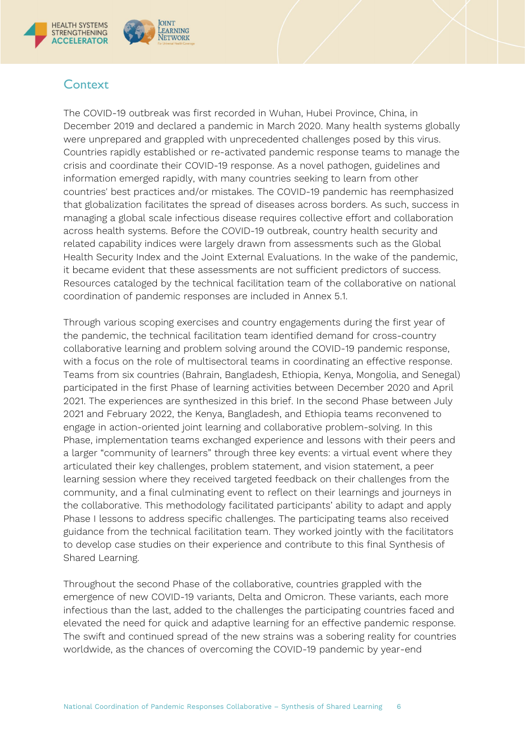## Context

The COVID-19 outbreak was first recorded in Wuhan, Hubei Province, China, in December 2019 and declared a pandemic in March 2020. Many health systems globally were unprepared and grappled with unprecedented challenges posed by this virus. Countries rapidly established or re-activated pandemic response teams to manage the crisis and coordinate their COVID-19 response. As a novel pathogen, guidelines and information emerged rapidly, with many countries seeking to learn from other countries' best practices and/or mistakes. The COVID-19 pandemic has reemphasized that globalization facilitates the spread of diseases across borders. As such, success in managing a global scale infectious disease requires collective effort and collaboration across health systems. Before the COVID-19 outbreak, country health security and related capability indices were largely drawn from assessments such as the Global Health Security Index and the Joint External Evaluations. In the wake of the pandemic, it became evident that these assessments are not sufficient predictors of success. Resources cataloged by the technical facilitation team of the collaborative on national coordination of pandemic responses are included in Annex 5.1.

Through various scoping exercises and country engagements during the first year of the pandemic, the technical facilitation team identified demand for cross-country collaborative learning and problem solving around the COVID-19 pandemic response, with a focus on the role of multisectoral teams in coordinating an effective response. Teams from six countries (Bahrain, Bangladesh, Ethiopia, Kenya, Mongolia, and Senegal) participated in the first Phase of learning activities between December 2020 and April 2021. The experiences are synthesized in this brief. In the second Phase between July 2021 and February 2022, the Kenya, Bangladesh, and Ethiopia teams reconvened to engage in action-oriented joint learning and collaborative problem-solving. In this Phase, implementation teams exchanged experience and lessons with their peers and a larger "community of learners" through three key events: a virtual event where they articulated their key challenges, problem statement, and vision statement, a peer learning session where they received targeted feedback on their challenges from the community, and a final culminating event to reflect on their learnings and journeys in the collaborative. This methodology facilitated participants' ability to adapt and apply Phase I lessons to address specific challenges. The participating teams also received guidance from the technical facilitation team. They worked jointly with the facilitators to develop case studies on their experience and contribute to this final Synthesis of Shared Learning.

Throughout the second Phase of the collaborative, countries grappled with the emergence of new COVID-19 variants, Delta and Omicron. These variants, each more infectious than the last, added to the challenges the participating countries faced and elevated the need for quick and adaptive learning for an effective pandemic response. The swift and continued spread of the new strains was a sobering reality for countries worldwide, as the chances of overcoming the COVID-19 pandemic by year-end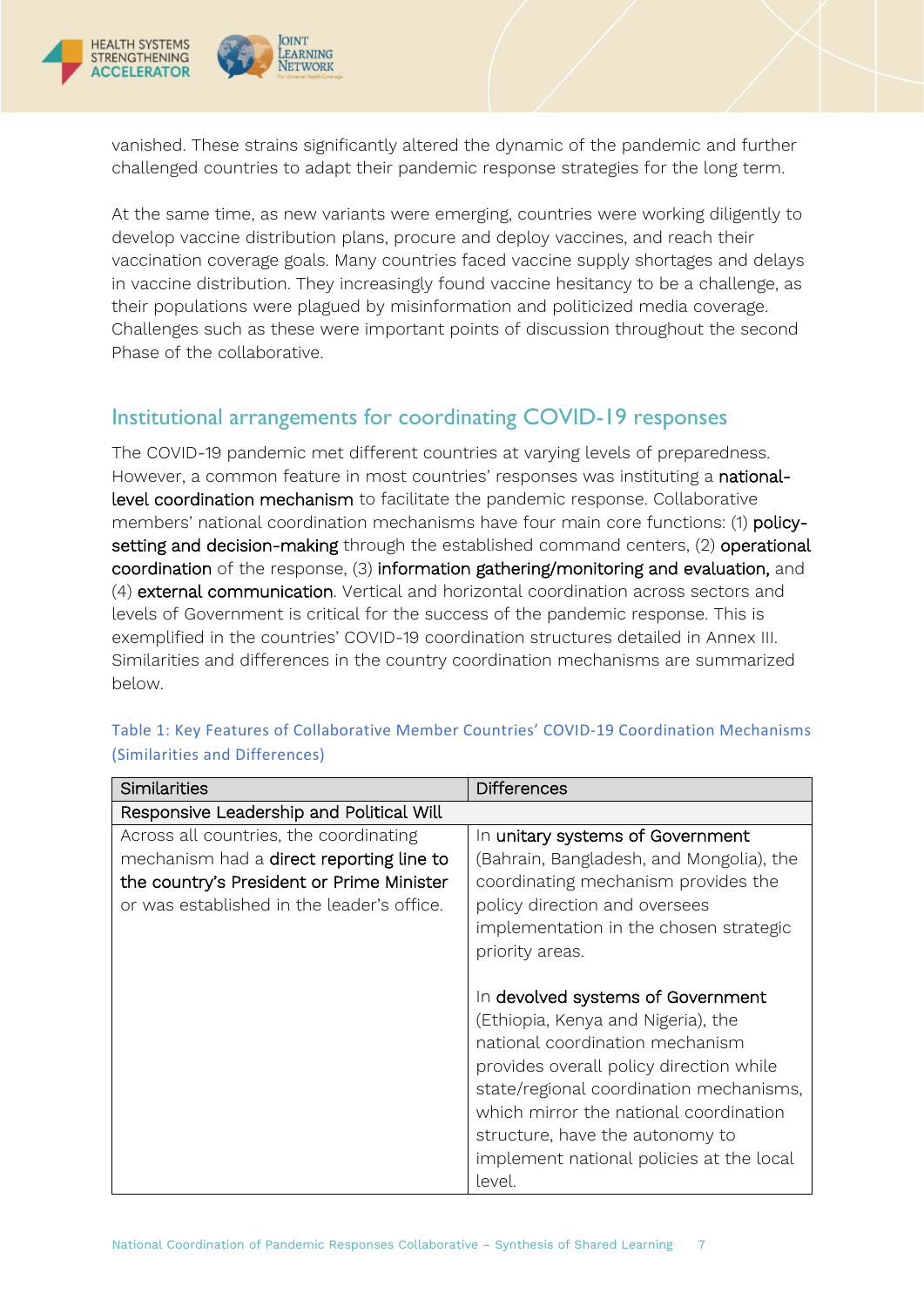vanished. These strains significantly altered the dynamic of the pandemic and further challenged countries to adapt their pandemic response strategies for the long term.

At the same time, as new variants were emerging, countries were working diligently to develop vaccine distribution plans, procure and deploy vaccines, and reach their vaccination coverage goals. Many countries faced vaccine supply shortages and delays in vaccine distribution. They increasingly found vaccine hesitancy to be a challenge, as their populations were plagued by misinformation and politicized media coverage. Challenges such as these were important points of discussion throughout the second Phase of the collaborative.

## Institutional arrangements for coordinating COVID-19 responses

The COVID-19 pandemic met different countries at varying levels of preparedness. However, a common feature in most countries' responses was instituting a **national-level coordination mechanism** to facilitate the pandemic response. Collaborative members' national coordination mechanisms have four main core functions: (1) **policy-setting and decision-making** through the established command centers, (2) **operational coordination** of the response, (3) **information gathering/monitoring and evaluation,** and (4) **external communication**. Vertical and horizontal coordination across sectors and levels of Government is critical for the success of the pandemic response. This is exemplified in the countries' COVID-19 coordination structures detailed in Annex III. Similarities and differences in the country coordination mechanisms are summarized below.

Table 1: Key Features of Collaborative Member Countries' COVID-19 Coordination Mechanisms (Similarities and Differences)

| Similarities | Differences |
|---|---|
| Responsive Leadership and Political Will | |
| Across all countries, the coordinating mechanism had a **direct reporting line to the country's President or Prime Minister** or was established in the leader's office. | In **unitary systems of Government** (Bahrain, Bangladesh, and Mongolia), the coordinating mechanism provides the policy direction and oversees implementation in the chosen strategic priority areas.<br><br>In **devolved systems of Government** (Ethiopia, Kenya and Nigeria), the national coordination mechanism provides overall policy direction while state/regional coordination mechanisms, which mirror the national coordination structure, have the autonomy to implement national policies at the local level. |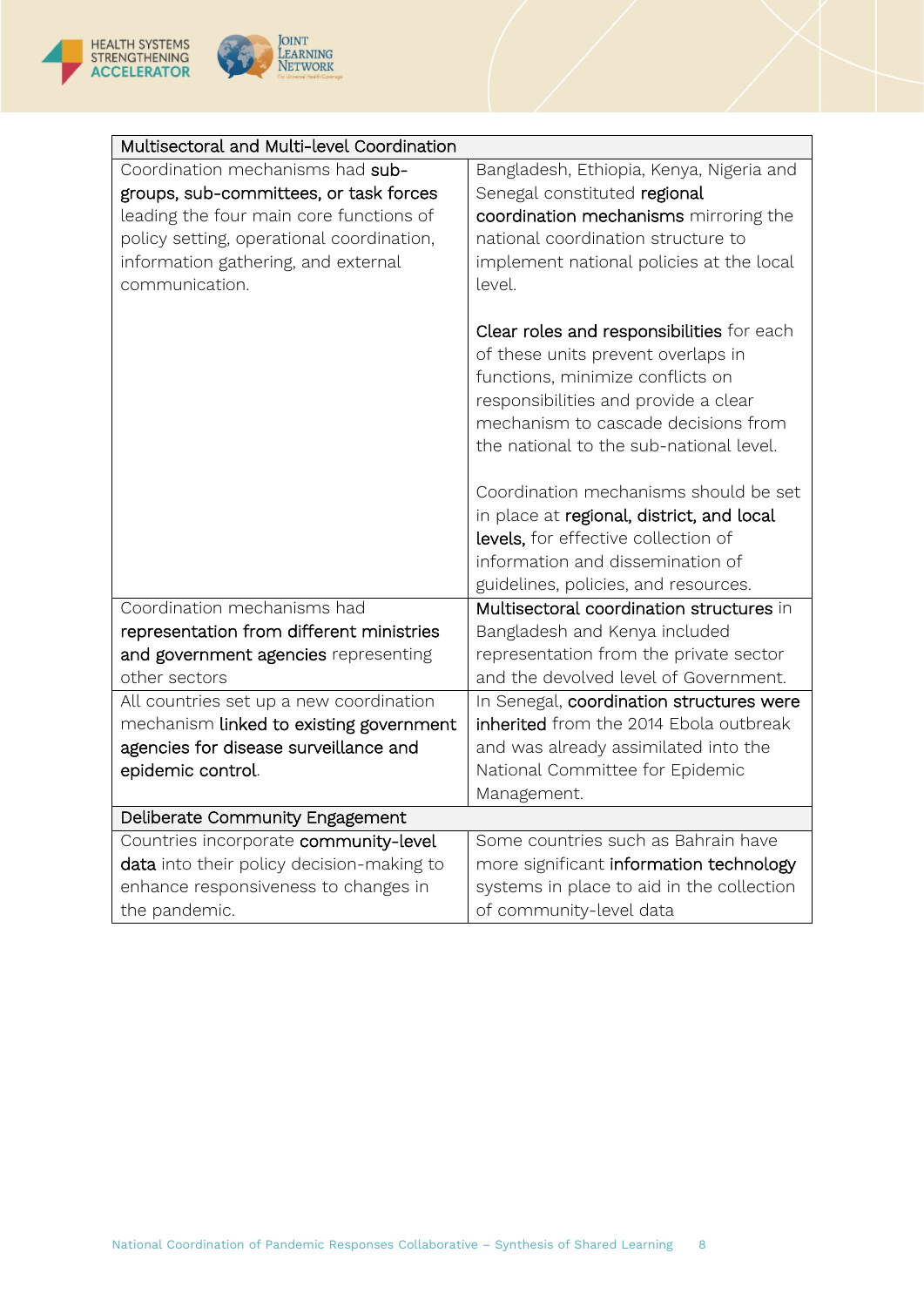| Multisectoral and Multi-level Coordination | |
|---|---|
| Coordination mechanisms had **sub-groups, sub-committees, or task forces** leading the four main core functions of policy setting, operational coordination, information gathering, and external communication. | Bangladesh, Ethiopia, Kenya, Nigeria and Senegal constituted **regional coordination mechanisms** mirroring the national coordination structure to implement national policies at the local level.<br><br>**Clear roles and responsibilities** for each of these units prevent overlaps in functions, minimize conflicts on responsibilities and provide a clear mechanism to cascade decisions from the national to the sub-national level.<br><br>Coordination mechanisms should be set in place at **regional, district, and local levels,** for effective collection of information and dissemination of guidelines, policies, and resources. |
| Coordination mechanisms had **representation from different ministries and government agencies** representing other sectors | **Multisectoral coordination structures** in Bangladesh and Kenya included representation from the private sector and the devolved level of Government. |
| All countries set up a new coordination mechanism **linked to existing government agencies for disease surveillance and epidemic control**. | In Senegal, **coordination structures were inherited** from the 2014 Ebola outbreak and was already assimilated into the National Committee for Epidemic Management. |
| **Deliberate Community Engagement** | |
| Countries incorporate **community-level data** into their policy decision-making to enhance responsiveness to changes in the pandemic. | Some countries such as Bahrain have more significant **information technology** systems in place to aid in the collection of community-level data |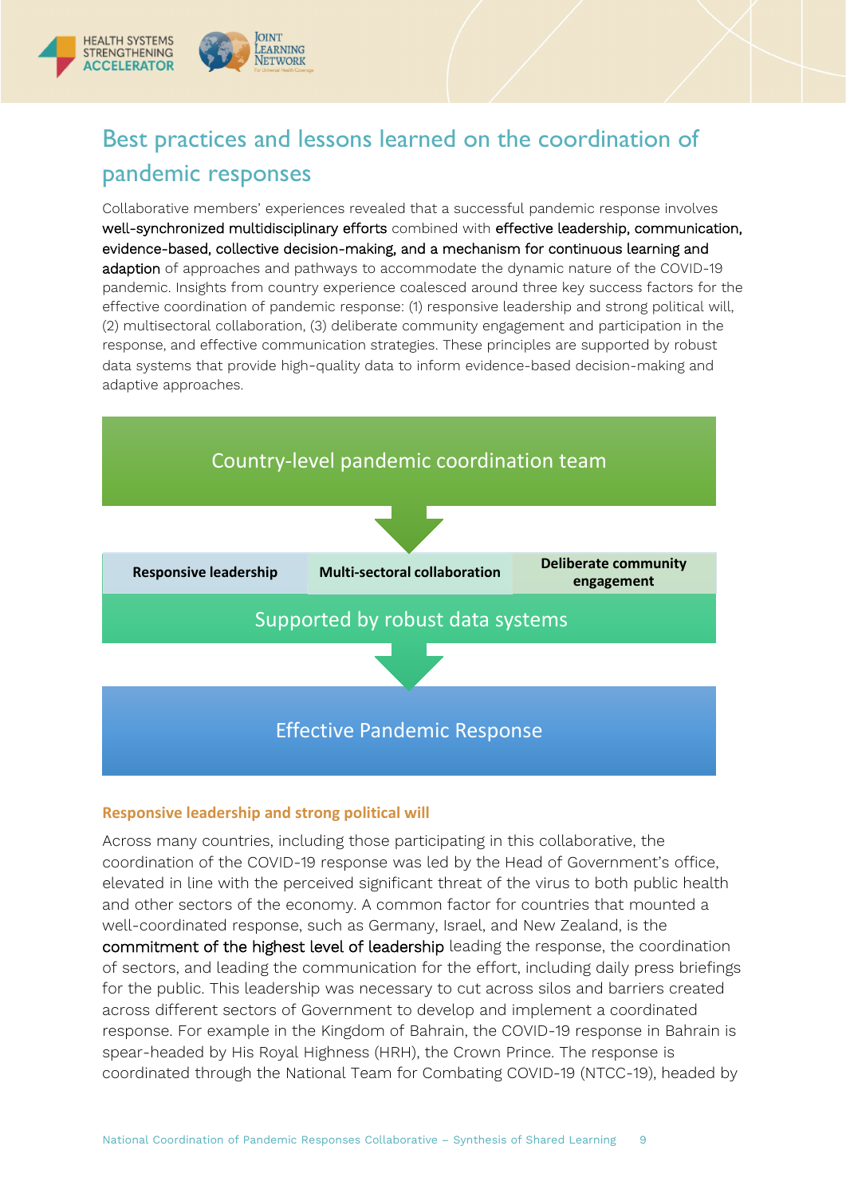## Best practices and lessons learned on the coordination of pandemic responses

Collaborative members' experiences revealed that a successful pandemic response involves well-synchronized multidisciplinary efforts combined with effective leadership, communication, evidence-based, collective decision-making, and a mechanism for continuous learning and adaption of approaches and pathways to accommodate the dynamic nature of the COVID-19 pandemic. Insights from country experience coalesced around three key success factors for the effective coordination of pandemic response: (1) responsive leadership and strong political will, (2) multisectoral collaboration, (3) deliberate community engagement and participation in the response, and effective communication strategies. These principles are supported by robust data systems that provide high-quality data to inform evidence-based decision-making and adaptive approaches.

Country-level pandemic coordination team

↓

| Responsive leadership | Multi-sectoral collaboration | Deliberate community engagement |
| --- | --- | --- |

Supported by robust data systems

↓

Effective Pandemic Response

### Responsive leadership and strong political will

Across many countries, including those participating in this collaborative, the coordination of the COVID-19 response was led by the Head of Government's office, elevated in line with the perceived significant threat of the virus to both public health and other sectors of the economy. A common factor for countries that mounted a well-coordinated response, such as Germany, Israel, and New Zealand, is the commitment of the highest level of leadership leading the response, the coordination of sectors, and leading the communication for the effort, including daily press briefings for the public. This leadership was necessary to cut across silos and barriers created across different sectors of Government to develop and implement a coordinated response. For example in the Kingdom of Bahrain, the COVID-19 response in Bahrain is spear-headed by His Royal Highness (HRH), the Crown Prince. The response is coordinated through the National Team for Combating COVID-19 (NTCC-19), headed by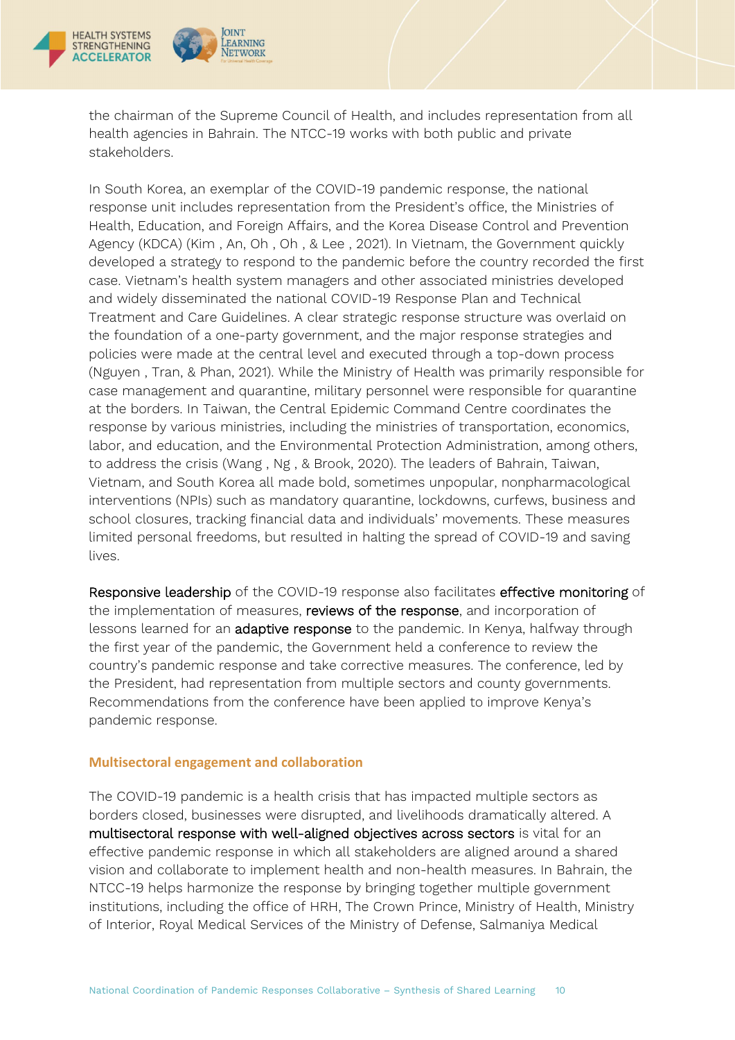the chairman of the Supreme Council of Health, and includes representation from all health agencies in Bahrain. The NTCC-19 works with both public and private stakeholders.

In South Korea, an exemplar of the COVID-19 pandemic response, the national response unit includes representation from the President's office, the Ministries of Health, Education, and Foreign Affairs, and the Korea Disease Control and Prevention Agency (KDCA) (Kim , An, Oh , Oh , & Lee , 2021). In Vietnam, the Government quickly developed a strategy to respond to the pandemic before the country recorded the first case. Vietnam's health system managers and other associated ministries developed and widely disseminated the national COVID-19 Response Plan and Technical Treatment and Care Guidelines. A clear strategic response structure was overlaid on the foundation of a one-party government, and the major response strategies and policies were made at the central level and executed through a top-down process (Nguyen , Tran, & Phan, 2021). While the Ministry of Health was primarily responsible for case management and quarantine, military personnel were responsible for quarantine at the borders. In Taiwan, the Central Epidemic Command Centre coordinates the response by various ministries, including the ministries of transportation, economics, labor, and education, and the Environmental Protection Administration, among others, to address the crisis (Wang , Ng , & Brook, 2020). The leaders of Bahrain, Taiwan, Vietnam, and South Korea all made bold, sometimes unpopular, nonpharmacological interventions (NPIs) such as mandatory quarantine, lockdowns, curfews, business and school closures, tracking financial data and individuals' movements. These measures limited personal freedoms, but resulted in halting the spread of COVID-19 and saving lives.

**Responsive leadership** of the COVID-19 response also facilitates **effective monitoring** of the implementation of measures, **reviews of the response**, and incorporation of lessons learned for an **adaptive response** to the pandemic. In Kenya, halfway through the first year of the pandemic, the Government held a conference to review the country's pandemic response and take corrective measures. The conference, led by the President, had representation from multiple sectors and county governments. Recommendations from the conference have been applied to improve Kenya's pandemic response.

### Multisectoral engagement and collaboration

The COVID-19 pandemic is a health crisis that has impacted multiple sectors as borders closed, businesses were disrupted, and livelihoods dramatically altered. A **multisectoral response with well-aligned objectives across sectors** is vital for an effective pandemic response in which all stakeholders are aligned around a shared vision and collaborate to implement health and non-health measures. In Bahrain, the NTCC-19 helps harmonize the response by bringing together multiple government institutions, including the office of HRH, The Crown Prince, Ministry of Health, Ministry of Interior, Royal Medical Services of the Ministry of Defense, Salmaniya Medical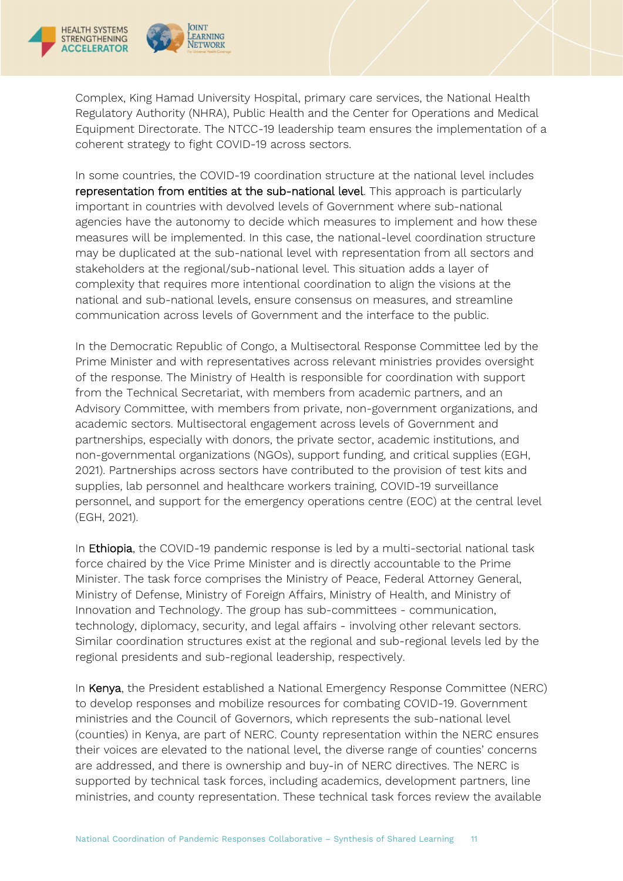Complex, King Hamad University Hospital, primary care services, the National Health Regulatory Authority (NHRA), Public Health and the Center for Operations and Medical Equipment Directorate. The NTCC-19 leadership team ensures the implementation of a coherent strategy to fight COVID-19 across sectors.

In some countries, the COVID-19 coordination structure at the national level includes **representation from entities at the sub-national level**. This approach is particularly important in countries with devolved levels of Government where sub-national agencies have the autonomy to decide which measures to implement and how these measures will be implemented. In this case, the national-level coordination structure may be duplicated at the sub-national level with representation from all sectors and stakeholders at the regional/sub-national level. This situation adds a layer of complexity that requires more intentional coordination to align the visions at the national and sub-national levels, ensure consensus on measures, and streamline communication across levels of Government and the interface to the public.

In the Democratic Republic of Congo, a Multisectoral Response Committee led by the Prime Minister and with representatives across relevant ministries provides oversight of the response. The Ministry of Health is responsible for coordination with support from the Technical Secretariat, with members from academic partners, and an Advisory Committee, with members from private, non-government organizations, and academic sectors. Multisectoral engagement across levels of Government and partnerships, especially with donors, the private sector, academic institutions, and non-governmental organizations (NGOs), support funding, and critical supplies (EGH, 2021). Partnerships across sectors have contributed to the provision of test kits and supplies, lab personnel and healthcare workers training, COVID-19 surveillance personnel, and support for the emergency operations centre (EOC) at the central level (EGH, 2021).

In **Ethiopia**, the COVID-19 pandemic response is led by a multi-sectorial national task force chaired by the Vice Prime Minister and is directly accountable to the Prime Minister. The task force comprises the Ministry of Peace, Federal Attorney General, Ministry of Defense, Ministry of Foreign Affairs, Ministry of Health, and Ministry of Innovation and Technology. The group has sub-committees - communication, technology, diplomacy, security, and legal affairs - involving other relevant sectors. Similar coordination structures exist at the regional and sub-regional levels led by the regional presidents and sub-regional leadership, respectively.

In **Kenya**, the President established a National Emergency Response Committee (NERC) to develop responses and mobilize resources for combating COVID-19. Government ministries and the Council of Governors, which represents the sub-national level (counties) in Kenya, are part of NERC. County representation within the NERC ensures their voices are elevated to the national level, the diverse range of counties' concerns are addressed, and there is ownership and buy-in of NERC directives. The NERC is supported by technical task forces, including academics, development partners, line ministries, and county representation. These technical task forces review the available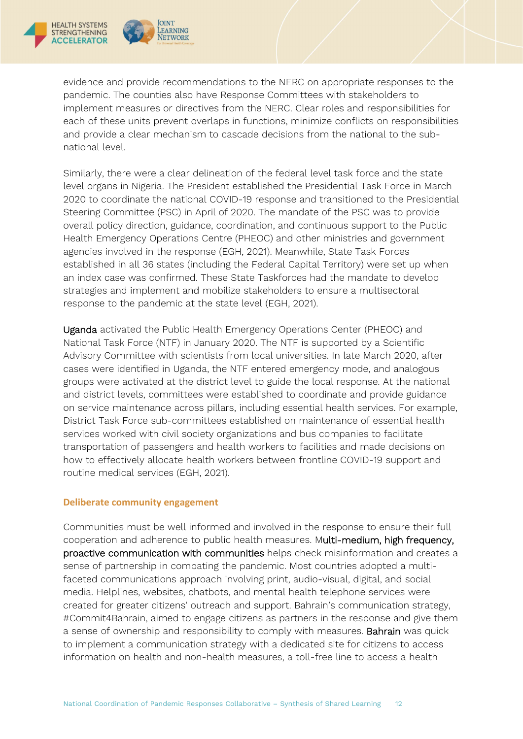evidence and provide recommendations to the NERC on appropriate responses to the pandemic. The counties also have Response Committees with stakeholders to implement measures or directives from the NERC. Clear roles and responsibilities for each of these units prevent overlaps in functions, minimize conflicts on responsibilities and provide a clear mechanism to cascade decisions from the national to the sub-national level.

Similarly, there were a clear delineation of the federal level task force and the state level organs in Nigeria. The President established the Presidential Task Force in March 2020 to coordinate the national COVID-19 response and transitioned to the Presidential Steering Committee (PSC) in April of 2020. The mandate of the PSC was to provide overall policy direction, guidance, coordination, and continuous support to the Public Health Emergency Operations Centre (PHEOC) and other ministries and government agencies involved in the response (EGH, 2021). Meanwhile, State Task Forces established in all 36 states (including the Federal Capital Territory) were set up when an index case was confirmed. These State Taskforces had the mandate to develop strategies and implement and mobilize stakeholders to ensure a multisectoral response to the pandemic at the state level (EGH, 2021).

Uganda activated the Public Health Emergency Operations Center (PHEOC) and National Task Force (NTF) in January 2020. The NTF is supported by a Scientific Advisory Committee with scientists from local universities. In late March 2020, after cases were identified in Uganda, the NTF entered emergency mode, and analogous groups were activated at the district level to guide the local response. At the national and district levels, committees were established to coordinate and provide guidance on service maintenance across pillars, including essential health services. For example, District Task Force sub-committees established on maintenance of essential health services worked with civil society organizations and bus companies to facilitate transportation of passengers and health workers to facilities and made decisions on how to effectively allocate health workers between frontline COVID-19 support and routine medical services (EGH, 2021).

### Deliberate community engagement

Communities must be well informed and involved in the response to ensure their full cooperation and adherence to public health measures. Multi-medium, high frequency, proactive communication with communities helps check misinformation and creates a sense of partnership in combating the pandemic. Most countries adopted a multi-faceted communications approach involving print, audio-visual, digital, and social media. Helplines, websites, chatbots, and mental health telephone services were created for greater citizens' outreach and support. Bahrain's communication strategy, #Commit4Bahrain, aimed to engage citizens as partners in the response and give them a sense of ownership and responsibility to comply with measures. Bahrain was quick to implement a communication strategy with a dedicated site for citizens to access information on health and non-health measures, a toll-free line to access a health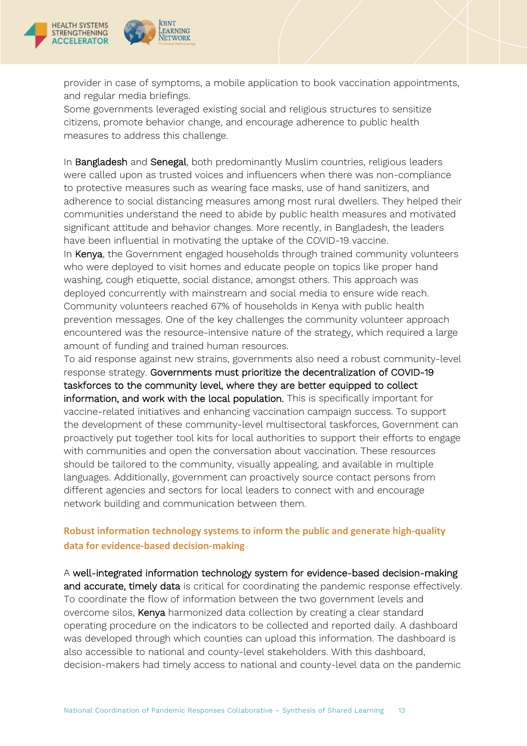provider in case of symptoms, a mobile application to book vaccination appointments, and regular media briefings.

Some governments leveraged existing social and religious structures to sensitize citizens, promote behavior change, and encourage adherence to public health measures to address this challenge.

In Bangladesh and Senegal, both predominantly Muslim countries, religious leaders were called upon as trusted voices and influencers when there was non-compliance to protective measures such as wearing face masks, use of hand sanitizers, and adherence to social distancing measures among most rural dwellers. They helped their communities understand the need to abide by public health measures and motivated significant attitude and behavior changes. More recently, in Bangladesh, the leaders have been influential in motivating the uptake of the COVID-19 vaccine.

In Kenya, the Government engaged households through trained community volunteers who were deployed to visit homes and educate people on topics like proper hand washing, cough etiquette, social distance, amongst others. This approach was deployed concurrently with mainstream and social media to ensure wide reach. Community volunteers reached 67% of households in Kenya with public health prevention messages. One of the key challenges the community volunteer approach encountered was the resource-intensive nature of the strategy, which required a large amount of funding and trained human resources.

To aid response against new strains, governments also need a robust community-level response strategy. Governments must prioritize the decentralization of COVID-19 taskforces to the community level, where they are better equipped to collect information, and work with the local population. This is specifically important for vaccine-related initiatives and enhancing vaccination campaign success. To support the development of these community-level multisectoral taskforces, Government can proactively put together tool kits for local authorities to support their efforts to engage with communities and open the conversation about vaccination. These resources should be tailored to the community, visually appealing, and available in multiple languages. Additionally, government can proactively source contact persons from different agencies and sectors for local leaders to connect with and encourage network building and communication between them.

### Robust information technology systems to inform the public and generate high-quality data for evidence-based decision-making

A well-integrated information technology system for evidence-based decision-making and accurate, timely data is critical for coordinating the pandemic response effectively. To coordinate the flow of information between the two government levels and overcome silos, Kenya harmonized data collection by creating a clear standard operating procedure on the indicators to be collected and reported daily. A dashboard was developed through which counties can upload this information. The dashboard is also accessible to national and county-level stakeholders. With this dashboard, decision-makers had timely access to national and county-level data on the pandemic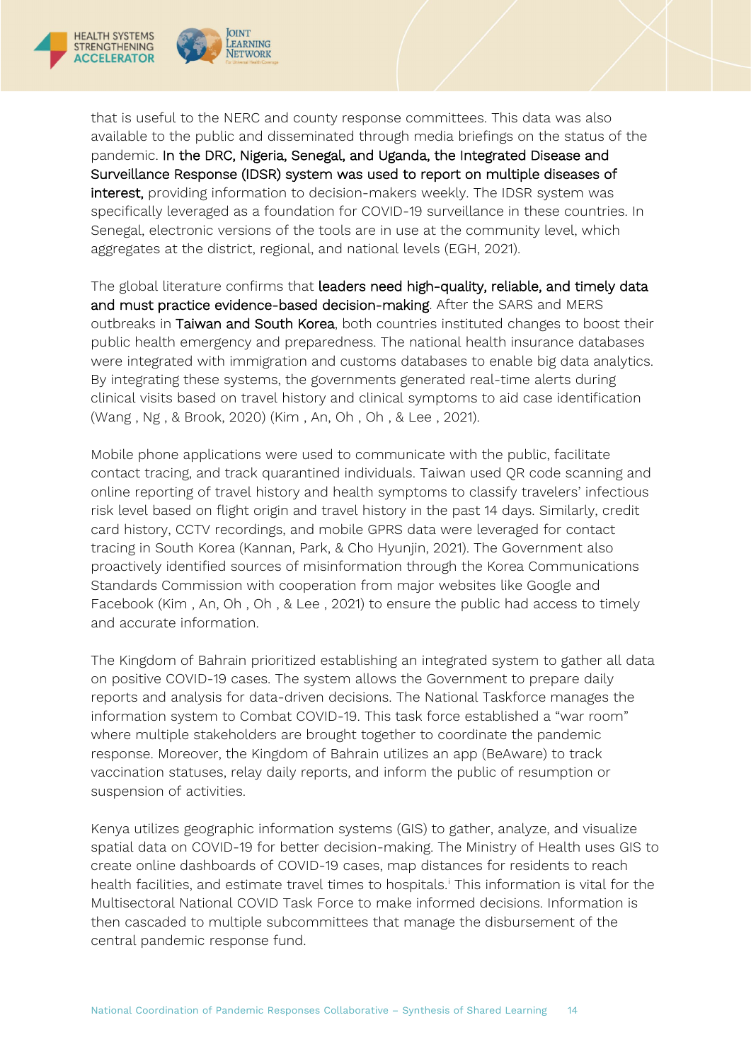that is useful to the NERC and county response committees. This data was also available to the public and disseminated through media briefings on the status of the pandemic. **In the DRC, Nigeria, Senegal, and Uganda, the Integrated Disease and Surveillance Response (IDSR) system was used to report on multiple diseases of interest,** providing information to decision-makers weekly. The IDSR system was specifically leveraged as a foundation for COVID-19 surveillance in these countries. In Senegal, electronic versions of the tools are in use at the community level, which aggregates at the district, regional, and national levels (EGH, 2021).

The global literature confirms that **leaders need high-quality, reliable, and timely data and must practice evidence-based decision-making**. After the SARS and MERS outbreaks in **Taiwan and South Korea**, both countries instituted changes to boost their public health emergency and preparedness. The national health insurance databases were integrated with immigration and customs databases to enable big data analytics. By integrating these systems, the governments generated real-time alerts during clinical visits based on travel history and clinical symptoms to aid case identification (Wang , Ng , & Brook, 2020) (Kim , An, Oh , Oh , & Lee , 2021).

Mobile phone applications were used to communicate with the public, facilitate contact tracing, and track quarantined individuals. Taiwan used QR code scanning and online reporting of travel history and health symptoms to classify travelers' infectious risk level based on flight origin and travel history in the past 14 days. Similarly, credit card history, CCTV recordings, and mobile GPRS data were leveraged for contact tracing in South Korea (Kannan, Park, & Cho Hyunjin, 2021). The Government also proactively identified sources of misinformation through the Korea Communications Standards Commission with cooperation from major websites like Google and Facebook (Kim , An, Oh , Oh , & Lee , 2021) to ensure the public had access to timely and accurate information.

The Kingdom of Bahrain prioritized establishing an integrated system to gather all data on positive COVID-19 cases. The system allows the Government to prepare daily reports and analysis for data-driven decisions. The National Taskforce manages the information system to Combat COVID-19. This task force established a "war room" where multiple stakeholders are brought together to coordinate the pandemic response. Moreover, the Kingdom of Bahrain utilizes an app (BeAware) to track vaccination statuses, relay daily reports, and inform the public of resumption or suspension of activities.

Kenya utilizes geographic information systems (GIS) to gather, analyze, and visualize spatial data on COVID-19 for better decision-making. The Ministry of Health uses GIS to create online dashboards of COVID-19 cases, map distances for residents to reach health facilities, and estimate travel times to hospitals.[i] This information is vital for the Multisectoral National COVID Task Force to make informed decisions. Information is then cascaded to multiple subcommittees that manage the disbursement of the central pandemic response fund.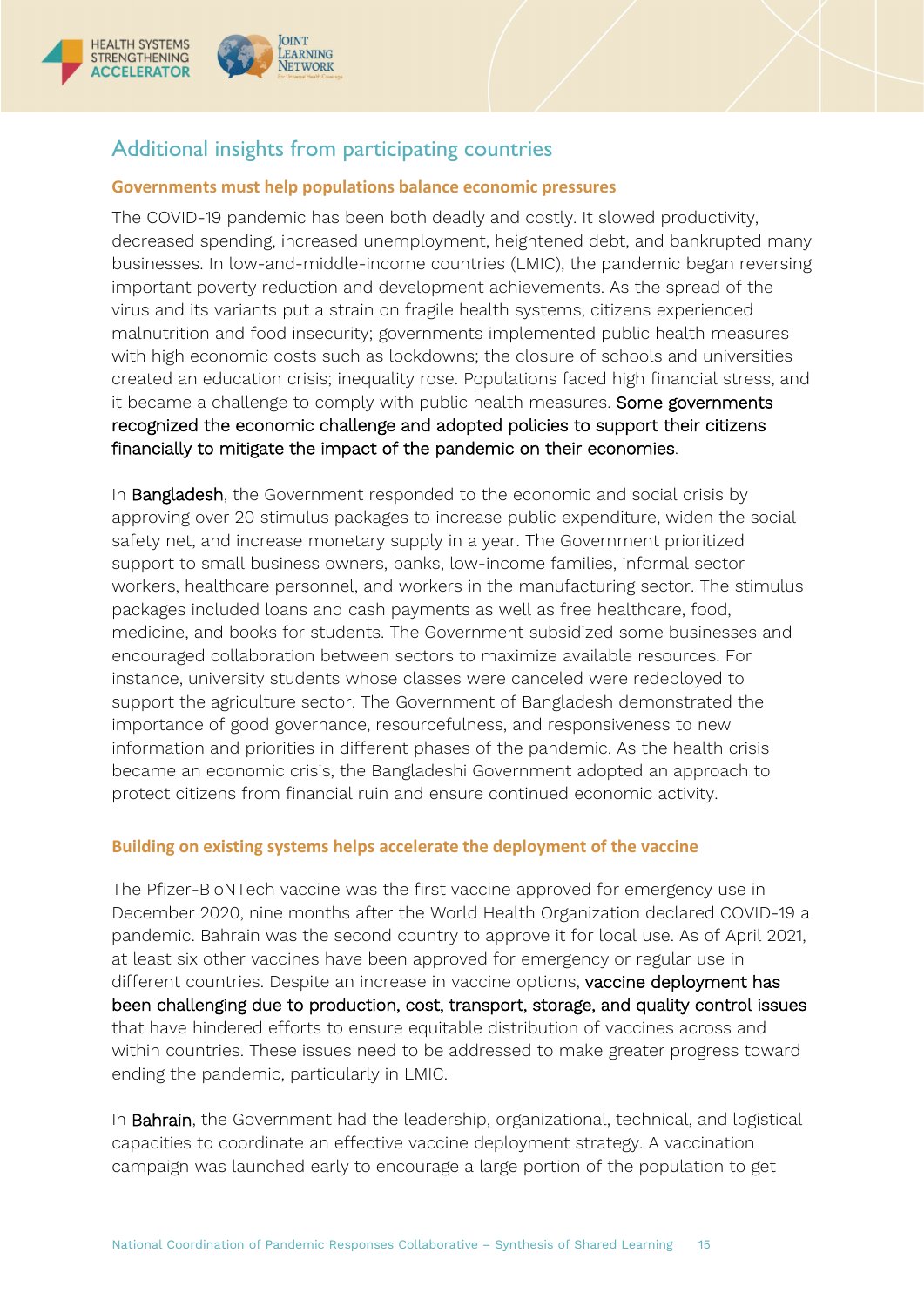## Additional insights from participating countries

### Governments must help populations balance economic pressures

The COVID-19 pandemic has been both deadly and costly. It slowed productivity, decreased spending, increased unemployment, heightened debt, and bankrupted many businesses. In low-and-middle-income countries (LMIC), the pandemic began reversing important poverty reduction and development achievements. As the spread of the virus and its variants put a strain on fragile health systems, citizens experienced malnutrition and food insecurity; governments implemented public health measures with high economic costs such as lockdowns; the closure of schools and universities created an education crisis; inequality rose. Populations faced high financial stress, and it became a challenge to comply with public health measures. **Some governments recognized the economic challenge and adopted policies to support their citizens financially to mitigate the impact of the pandemic on their economies**.

In **Bangladesh**, the Government responded to the economic and social crisis by approving over 20 stimulus packages to increase public expenditure, widen the social safety net, and increase monetary supply in a year. The Government prioritized support to small business owners, banks, low-income families, informal sector workers, healthcare personnel, and workers in the manufacturing sector. The stimulus packages included loans and cash payments as well as free healthcare, food, medicine, and books for students. The Government subsidized some businesses and encouraged collaboration between sectors to maximize available resources. For instance, university students whose classes were canceled were redeployed to support the agriculture sector. The Government of Bangladesh demonstrated the importance of good governance, resourcefulness, and responsiveness to new information and priorities in different phases of the pandemic. As the health crisis became an economic crisis, the Bangladeshi Government adopted an approach to protect citizens from financial ruin and ensure continued economic activity.

### Building on existing systems helps accelerate the deployment of the vaccine

The Pfizer-BioNTech vaccine was the first vaccine approved for emergency use in December 2020, nine months after the World Health Organization declared COVID-19 a pandemic. Bahrain was the second country to approve it for local use. As of April 2021, at least six other vaccines have been approved for emergency or regular use in different countries. Despite an increase in vaccine options, **vaccine deployment has been challenging due to production, cost, transport, storage, and quality control issues** that have hindered efforts to ensure equitable distribution of vaccines across and within countries. These issues need to be addressed to make greater progress toward ending the pandemic, particularly in LMIC.

In **Bahrain**, the Government had the leadership, organizational, technical, and logistical capacities to coordinate an effective vaccine deployment strategy. A vaccination campaign was launched early to encourage a large portion of the population to get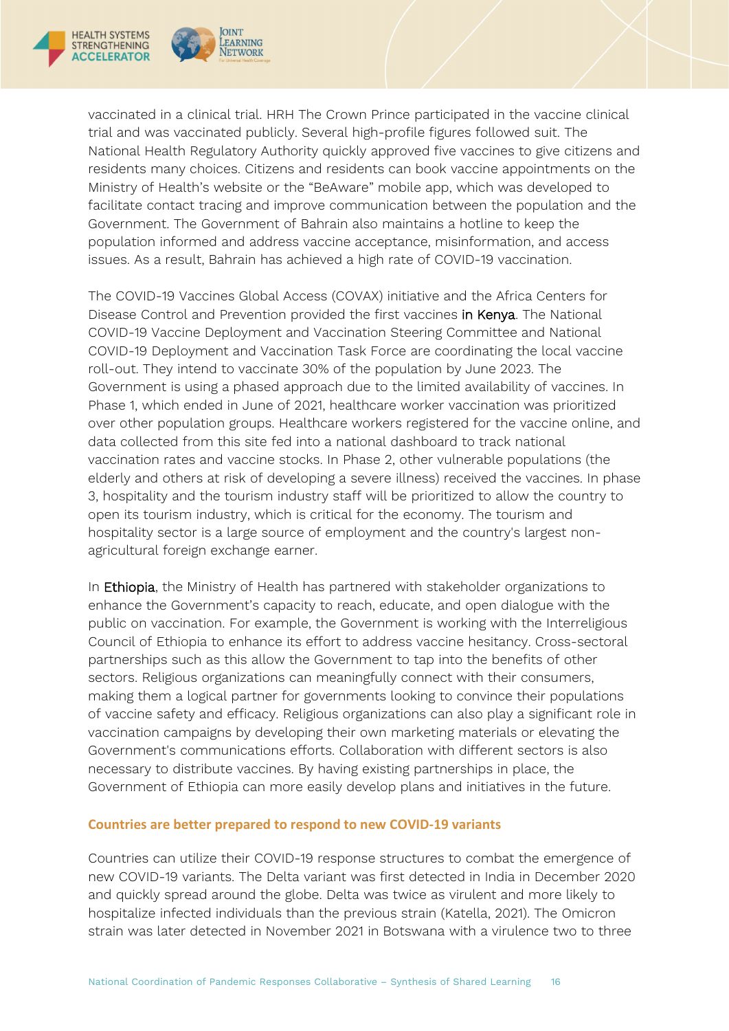vaccinated in a clinical trial. HRH The Crown Prince participated in the vaccine clinical trial and was vaccinated publicly. Several high-profile figures followed suit. The National Health Regulatory Authority quickly approved five vaccines to give citizens and residents many choices. Citizens and residents can book vaccine appointments on the Ministry of Health's website or the "BeAware" mobile app, which was developed to facilitate contact tracing and improve communication between the population and the Government. The Government of Bahrain also maintains a hotline to keep the population informed and address vaccine acceptance, misinformation, and access issues. As a result, Bahrain has achieved a high rate of COVID-19 vaccination.

The COVID-19 Vaccines Global Access (COVAX) initiative and the Africa Centers for Disease Control and Prevention provided the first vaccines in Kenya. The National COVID-19 Vaccine Deployment and Vaccination Steering Committee and National COVID-19 Deployment and Vaccination Task Force are coordinating the local vaccine roll-out. They intend to vaccinate 30% of the population by June 2023. The Government is using a phased approach due to the limited availability of vaccines. In Phase 1, which ended in June of 2021, healthcare worker vaccination was prioritized over other population groups. Healthcare workers registered for the vaccine online, and data collected from this site fed into a national dashboard to track national vaccination rates and vaccine stocks. In Phase 2, other vulnerable populations (the elderly and others at risk of developing a severe illness) received the vaccines. In phase 3, hospitality and the tourism industry staff will be prioritized to allow the country to open its tourism industry, which is critical for the economy. The tourism and hospitality sector is a large source of employment and the country's largest non-agricultural foreign exchange earner.

In Ethiopia, the Ministry of Health has partnered with stakeholder organizations to enhance the Government's capacity to reach, educate, and open dialogue with the public on vaccination. For example, the Government is working with the Interreligious Council of Ethiopia to enhance its effort to address vaccine hesitancy. Cross-sectoral partnerships such as this allow the Government to tap into the benefits of other sectors. Religious organizations can meaningfully connect with their consumers, making them a logical partner for governments looking to convince their populations of vaccine safety and efficacy. Religious organizations can also play a significant role in vaccination campaigns by developing their own marketing materials or elevating the Government's communications efforts. Collaboration with different sectors is also necessary to distribute vaccines. By having existing partnerships in place, the Government of Ethiopia can more easily develop plans and initiatives in the future.

### Countries are better prepared to respond to new COVID-19 variants

Countries can utilize their COVID-19 response structures to combat the emergence of new COVID-19 variants. The Delta variant was first detected in India in December 2020 and quickly spread around the globe. Delta was twice as virulent and more likely to hospitalize infected individuals than the previous strain (Katella, 2021). The Omicron strain was later detected in November 2021 in Botswana with a virulence two to three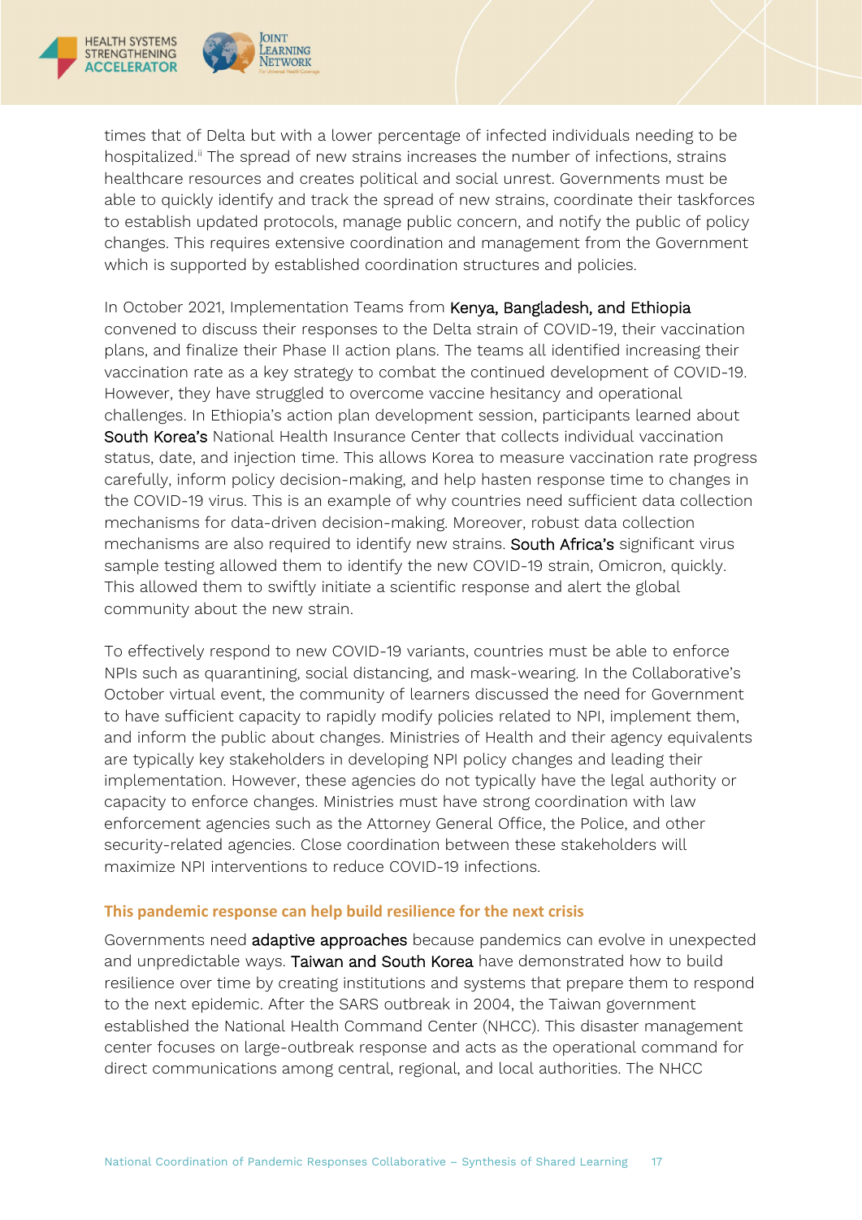times that of Delta but with a lower percentage of infected individuals needing to be hospitalized.[ii] The spread of new strains increases the number of infections, strains healthcare resources and creates political and social unrest. Governments must be able to quickly identify and track the spread of new strains, coordinate their taskforces to establish updated protocols, manage public concern, and notify the public of policy changes. This requires extensive coordination and management from the Government which is supported by established coordination structures and policies.

In October 2021, Implementation Teams from Kenya, Bangladesh, and Ethiopia convened to discuss their responses to the Delta strain of COVID-19, their vaccination plans, and finalize their Phase II action plans. The teams all identified increasing their vaccination rate as a key strategy to combat the continued development of COVID-19. However, they have struggled to overcome vaccine hesitancy and operational challenges. In Ethiopia's action plan development session, participants learned about South Korea's National Health Insurance Center that collects individual vaccination status, date, and injection time. This allows Korea to measure vaccination rate progress carefully, inform policy decision-making, and help hasten response time to changes in the COVID-19 virus. This is an example of why countries need sufficient data collection mechanisms for data-driven decision-making. Moreover, robust data collection mechanisms are also required to identify new strains. South Africa's significant virus sample testing allowed them to identify the new COVID-19 strain, Omicron, quickly. This allowed them to swiftly initiate a scientific response and alert the global community about the new strain.

To effectively respond to new COVID-19 variants, countries must be able to enforce NPIs such as quarantining, social distancing, and mask-wearing. In the Collaborative's October virtual event, the community of learners discussed the need for Government to have sufficient capacity to rapidly modify policies related to NPI, implement them, and inform the public about changes. Ministries of Health and their agency equivalents are typically key stakeholders in developing NPI policy changes and leading their implementation. However, these agencies do not typically have the legal authority or capacity to enforce changes. Ministries must have strong coordination with law enforcement agencies such as the Attorney General Office, the Police, and other security-related agencies. Close coordination between these stakeholders will maximize NPI interventions to reduce COVID-19 infections.

### This pandemic response can help build resilience for the next crisis

Governments need adaptive approaches because pandemics can evolve in unexpected and unpredictable ways. Taiwan and South Korea have demonstrated how to build resilience over time by creating institutions and systems that prepare them to respond to the next epidemic. After the SARS outbreak in 2004, the Taiwan government established the National Health Command Center (NHCC). This disaster management center focuses on large-outbreak response and acts as the operational command for direct communications among central, regional, and local authorities. The NHCC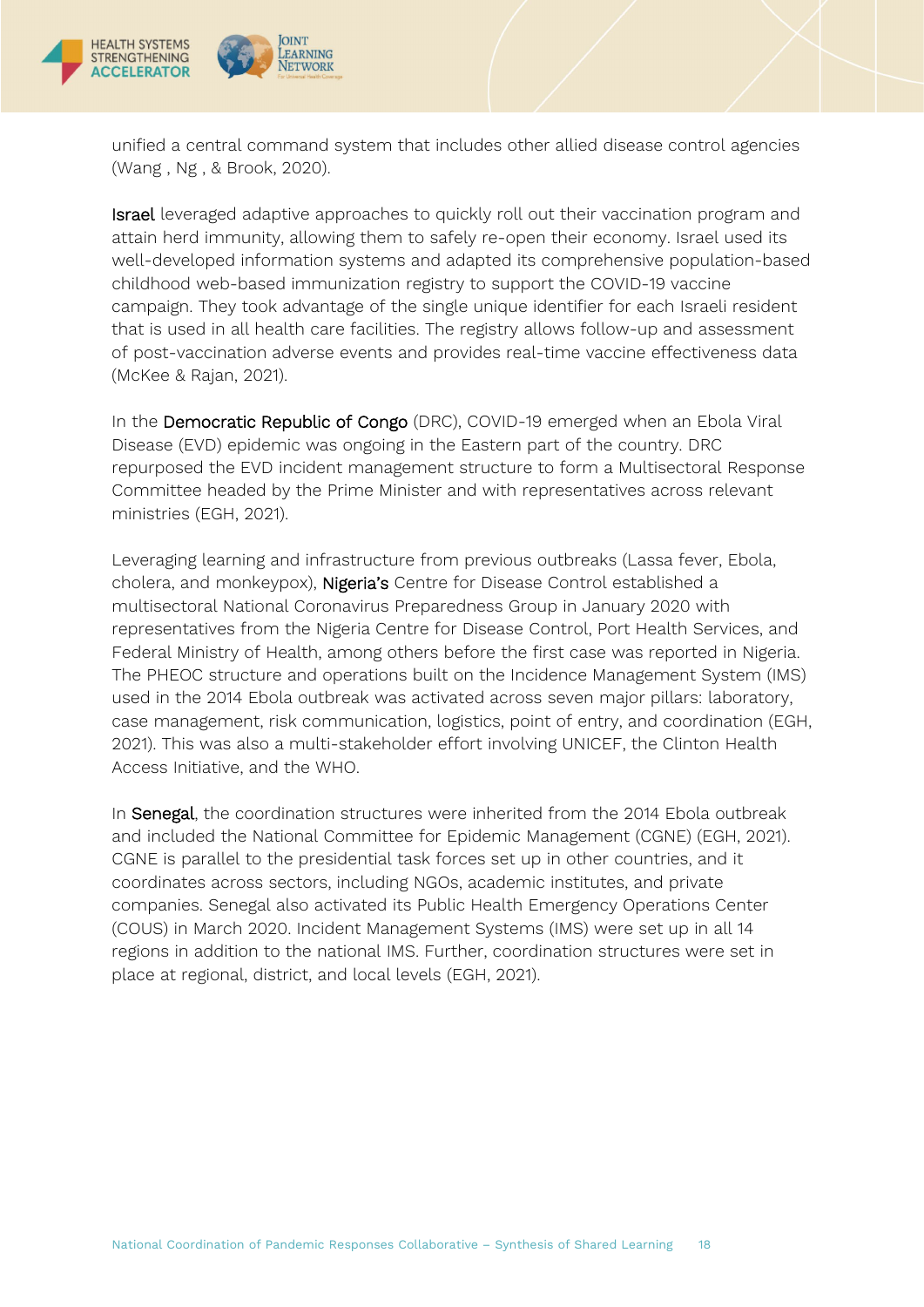unified a central command system that includes other allied disease control agencies (Wang , Ng , & Brook, 2020).

Israel leveraged adaptive approaches to quickly roll out their vaccination program and attain herd immunity, allowing them to safely re-open their economy. Israel used its well-developed information systems and adapted its comprehensive population-based childhood web-based immunization registry to support the COVID-19 vaccine campaign. They took advantage of the single unique identifier for each Israeli resident that is used in all health care facilities. The registry allows follow-up and assessment of post-vaccination adverse events and provides real-time vaccine effectiveness data (McKee & Rajan, 2021).

In the Democratic Republic of Congo (DRC), COVID-19 emerged when an Ebola Viral Disease (EVD) epidemic was ongoing in the Eastern part of the country. DRC repurposed the EVD incident management structure to form a Multisectoral Response Committee headed by the Prime Minister and with representatives across relevant ministries (EGH, 2021).

Leveraging learning and infrastructure from previous outbreaks (Lassa fever, Ebola, cholera, and monkeypox), Nigeria's Centre for Disease Control established a multisectoral National Coronavirus Preparedness Group in January 2020 with representatives from the Nigeria Centre for Disease Control, Port Health Services, and Federal Ministry of Health, among others before the first case was reported in Nigeria. The PHEOC structure and operations built on the Incidence Management System (IMS) used in the 2014 Ebola outbreak was activated across seven major pillars: laboratory, case management, risk communication, logistics, point of entry, and coordination (EGH, 2021). This was also a multi-stakeholder effort involving UNICEF, the Clinton Health Access Initiative, and the WHO.

In Senegal, the coordination structures were inherited from the 2014 Ebola outbreak and included the National Committee for Epidemic Management (CGNE) (EGH, 2021). CGNE is parallel to the presidential task forces set up in other countries, and it coordinates across sectors, including NGOs, academic institutes, and private companies. Senegal also activated its Public Health Emergency Operations Center (COUS) in March 2020. Incident Management Systems (IMS) were set up in all 14 regions in addition to the national IMS. Further, coordination structures were set in place at regional, district, and local levels (EGH, 2021).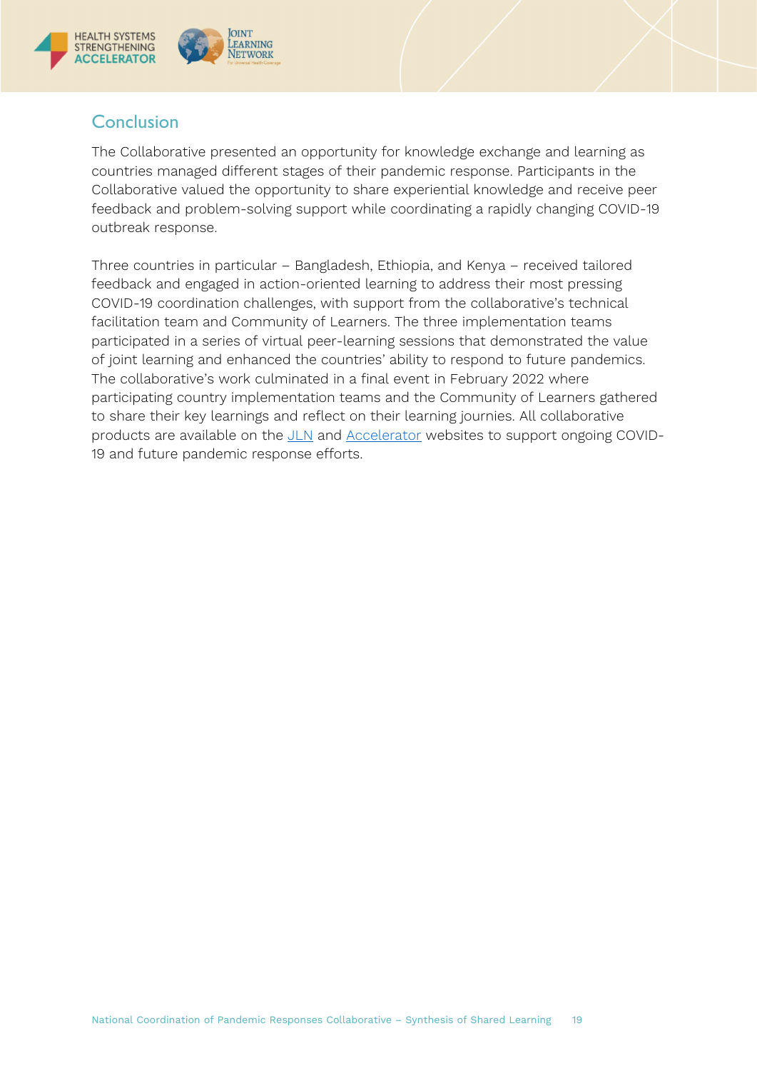## Conclusion

The Collaborative presented an opportunity for knowledge exchange and learning as countries managed different stages of their pandemic response. Participants in the Collaborative valued the opportunity to share experiential knowledge and receive peer feedback and problem-solving support while coordinating a rapidly changing COVID-19 outbreak response.

Three countries in particular – Bangladesh, Ethiopia, and Kenya – received tailored feedback and engaged in action-oriented learning to address their most pressing COVID-19 coordination challenges, with support from the collaborative's technical facilitation team and Community of Learners. The three implementation teams participated in a series of virtual peer-learning sessions that demonstrated the value of joint learning and enhanced the countries' ability to respond to future pandemics. The collaborative's work culminated in a final event in February 2022 where participating country implementation teams and the Community of Learners gathered to share their key learnings and reflect on their learning journeys. All collaborative products are available on the [JLN] and [Accelerator] websites to support ongoing COVID-19 and future pandemic response efforts.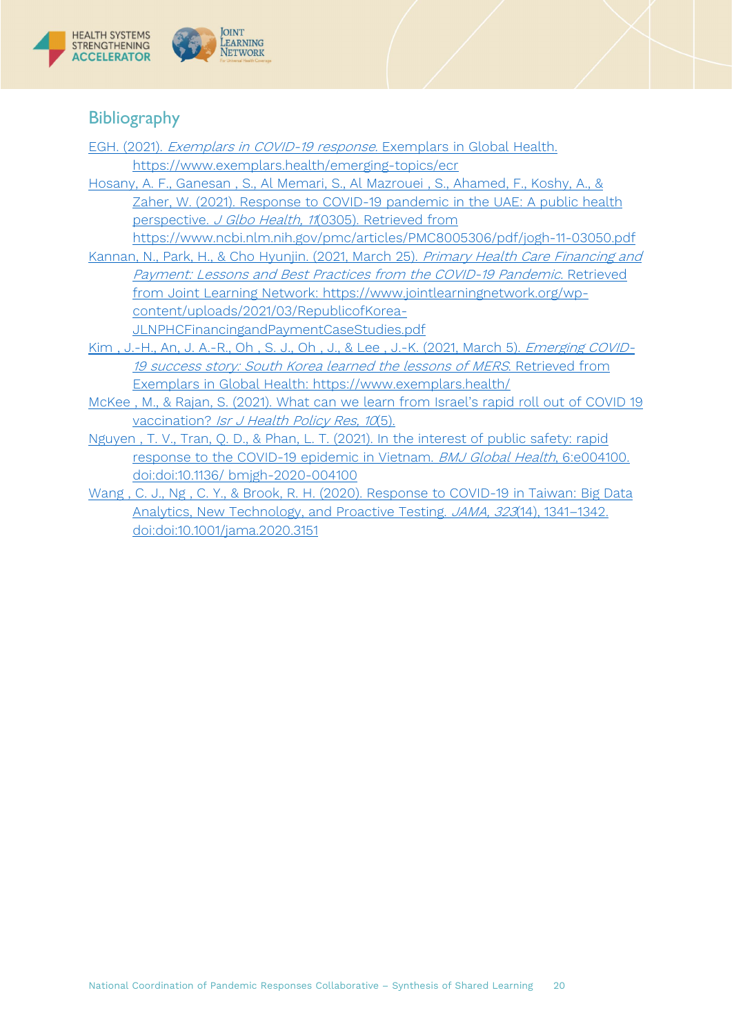## Bibliography

EGH. (2021). *Exemplars in COVID-19 response*. Exemplars in Global Health. https://www.exemplars.health/emerging-topics/ecr

Hosany, A. F., Ganesan , S., Al Memari, S., Al Mazrouei , S., Ahamed, F., Koshy, A., & Zaher, W. (2021). Response to COVID-19 pandemic in the UAE: A public health perspective. *J Glbo Health, 11*(0305). Retrieved from https://www.ncbi.nlm.nih.gov/pmc/articles/PMC8005306/pdf/jogh-11-03050.pdf

Kannan, N., Park, H., & Cho Hyunjin. (2021, March 25). *Primary Health Care Financing and Payment: Lessons and Best Practices from the COVID-19 Pandemic*. Retrieved from Joint Learning Network: https://www.jointlearningnetwork.org/wp-content/uploads/2021/03/RepublicofKorea-JLNPHCFinancingandPaymentCaseStudies.pdf

Kim , J.-H., An, J. A.-R., Oh , S. J., Oh , J., & Lee , J.-K. (2021, March 5). *Emerging COVID-19 success story: South Korea learned the lessons of MERS*. Retrieved from Exemplars in Global Health: https://www.exemplars.health/

McKee , M., & Rajan, S. (2021). What can we learn from Israel's rapid roll out of COVID 19 vaccination? *Isr J Health Policy Res, 10*(5).

Nguyen , T. V., Tran, Q. D., & Phan, L. T. (2021). In the interest of public safety: rapid response to the COVID-19 epidemic in Vietnam. *BMJ Global Health*, 6:e004100. doi:doi:10.1136/ bmjgh-2020-004100

Wang , C. J., Ng , C. Y., & Brook, R. H. (2020). Response to COVID-19 in Taiwan: Big Data Analytics, New Technology, and Proactive Testing. *JAMA, 323*(14), 1341–1342. doi:doi:10.1001/jama.2020.3151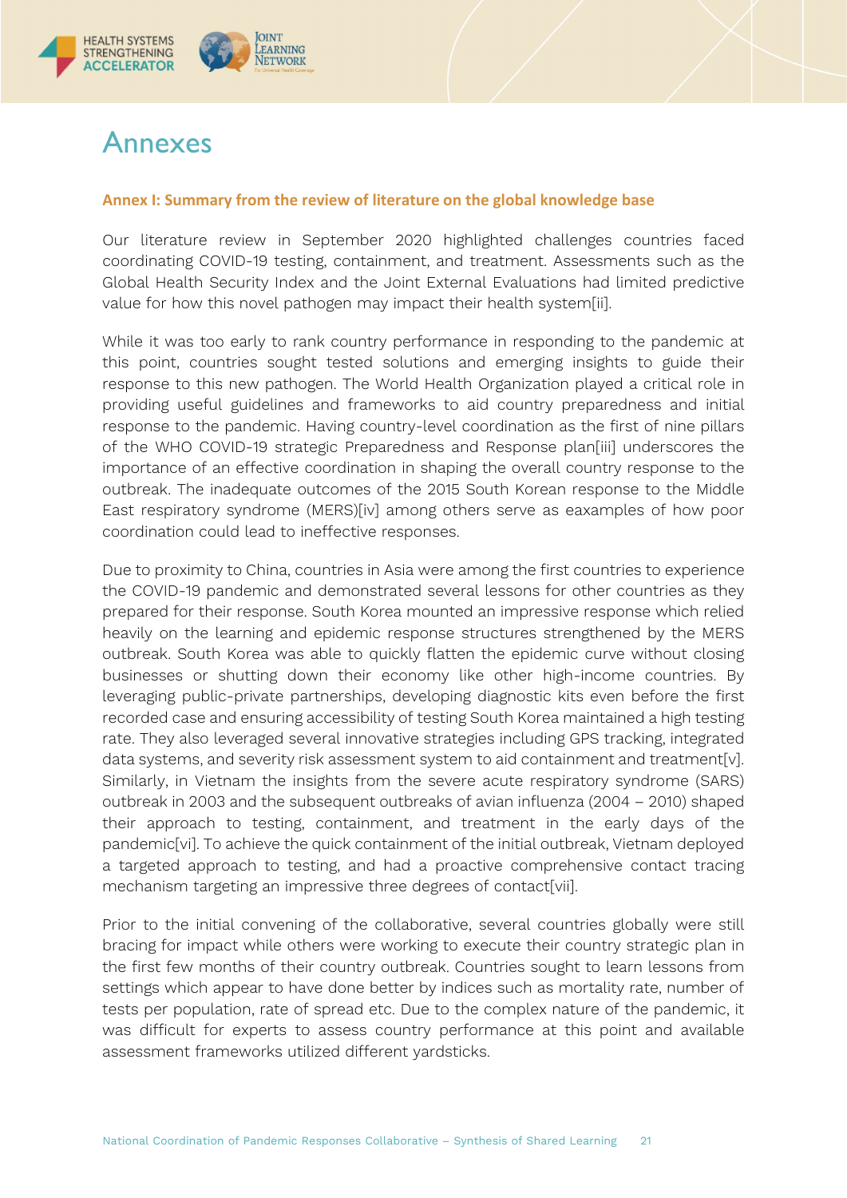# Annexes

## Annex I: Summary from the review of literature on the global knowledge base

Our literature review in September 2020 highlighted challenges countries faced coordinating COVID-19 testing, containment, and treatment. Assessments such as the Global Health Security Index and the Joint External Evaluations had limited predictive value for how this novel pathogen may impact their health system[ii].

While it was too early to rank country performance in responding to the pandemic at this point, countries sought tested solutions and emerging insights to guide their response to this new pathogen. The World Health Organization played a critical role in providing useful guidelines and frameworks to aid country preparedness and initial response to the pandemic. Having country-level coordination as the first of nine pillars of the WHO COVID-19 strategic Preparedness and Response plan[iii] underscores the importance of an effective coordination in shaping the overall country response to the outbreak. The inadequate outcomes of the 2015 South Korean response to the Middle East respiratory syndrome (MERS)[iv] among others serve as eaxamples of how poor coordination could lead to ineffective responses.

Due to proximity to China, countries in Asia were among the first countries to experience the COVID-19 pandemic and demonstrated several lessons for other countries as they prepared for their response. South Korea mounted an impressive response which relied heavily on the learning and epidemic response structures strengthened by the MERS outbreak. South Korea was able to quickly flatten the epidemic curve without closing businesses or shutting down their economy like other high-income countries. By leveraging public-private partnerships, developing diagnostic kits even before the first recorded case and ensuring accessibility of testing South Korea maintained a high testing rate. They also leveraged several innovative strategies including GPS tracking, integrated data systems, and severity risk assessment system to aid containment and treatment[v]. Similarly, in Vietnam the insights from the severe acute respiratory syndrome (SARS) outbreak in 2003 and the subsequent outbreaks of avian influenza (2004 – 2010) shaped their approach to testing, containment, and treatment in the early days of the pandemic[vi]. To achieve the quick containment of the initial outbreak, Vietnam deployed a targeted approach to testing, and had a proactive comprehensive contact tracing mechanism targeting an impressive three degrees of contact[vii].

Prior to the initial convening of the collaborative, several countries globally were still bracing for impact while others were working to execute their country strategic plan in the first few months of their country outbreak. Countries sought to learn lessons from settings which appear to have done better by indices such as mortality rate, number of tests per population, rate of spread etc. Due to the complex nature of the pandemic, it was difficult for experts to assess country performance at this point and available assessment frameworks utilized different yardsticks.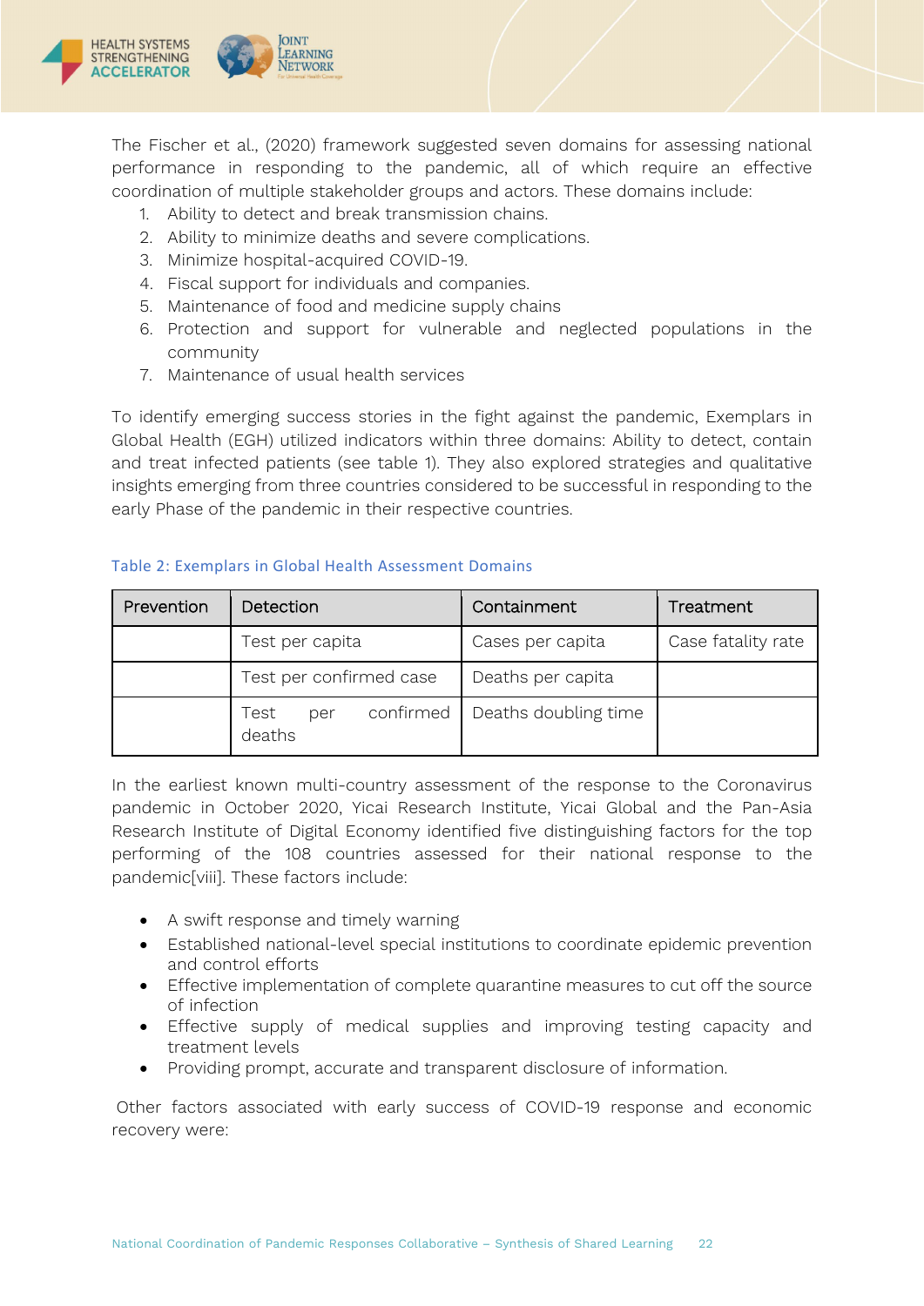The Fischer et al., (2020) framework suggested seven domains for assessing national performance in responding to the pandemic, all of which require an effective coordination of multiple stakeholder groups and actors. These domains include:

1. Ability to detect and break transmission chains.
2. Ability to minimize deaths and severe complications.
3. Minimize hospital-acquired COVID-19.
4. Fiscal support for individuals and companies.
5. Maintenance of food and medicine supply chains
6. Protection and support for vulnerable and neglected populations in the community
7. Maintenance of usual health services

To identify emerging success stories in the fight against the pandemic, Exemplars in Global Health (EGH) utilized indicators within three domains: Ability to detect, contain and treat infected patients (see table 1). They also explored strategies and qualitative insights emerging from three countries considered to be successful in responding to the early Phase of the pandemic in their respective countries.

Table 2: Exemplars in Global Health Assessment Domains

| Prevention | Detection | Containment | Treatment |
| --- | --- | --- | --- |
| | Test per capita | Cases per capita | Case fatality rate |
| | Test per confirmed case | Deaths per capita | |
| | Test per confirmed deaths | Deaths doubling time | |

In the earliest known multi-country assessment of the response to the Coronavirus pandemic in October 2020, Yicai Research Institute, Yicai Global and the Pan-Asia Research Institute of Digital Economy identified five distinguishing factors for the top performing of the 108 countries assessed for their national response to the pandemic[viii]. These factors include:

- A swift response and timely warning
- Established national-level special institutions to coordinate epidemic prevention and control efforts
- Effective implementation of complete quarantine measures to cut off the source of infection
- Effective supply of medical supplies and improving testing capacity and treatment levels
- Providing prompt, accurate and transparent disclosure of information.

Other factors associated with early success of COVID-19 response and economic recovery were: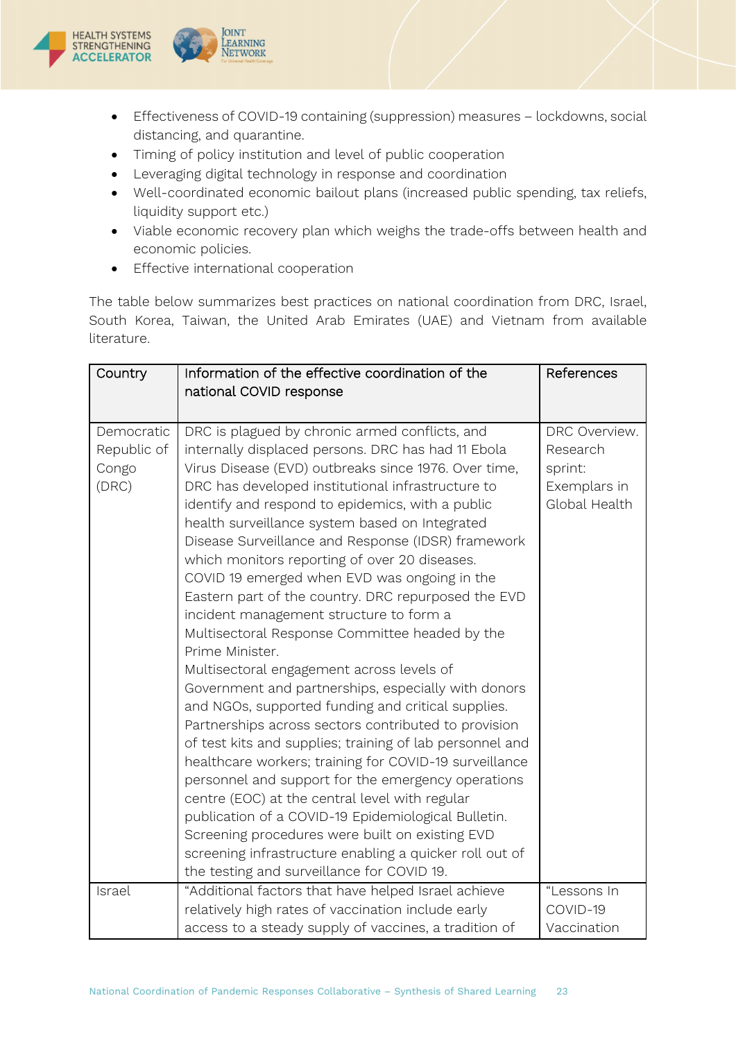- Effectiveness of COVID-19 containing (suppression) measures – lockdowns, social distancing, and quarantine.
- Timing of policy institution and level of public cooperation
- Leveraging digital technology in response and coordination
- Well-coordinated economic bailout plans (increased public spending, tax reliefs, liquidity support etc.)
- Viable economic recovery plan which weighs the trade-offs between health and economic policies.
- Effective international cooperation

The table below summarizes best practices on national coordination from DRC, Israel, South Korea, Taiwan, the United Arab Emirates (UAE) and Vietnam from available literature.

| Country | Information of the effective coordination of the national COVID response | References |
|---|---|---|
| Democratic Republic of Congo (DRC) | DRC is plagued by chronic armed conflicts, and internally displaced persons. DRC has had 11 Ebola Virus Disease (EVD) outbreaks since 1976. Over time, DRC has developed institutional infrastructure to identify and respond to epidemics, with a public health surveillance system based on Integrated Disease Surveillance and Response (IDSR) framework which monitors reporting of over 20 diseases. COVID 19 emerged when EVD was ongoing in the Eastern part of the country. DRC repurposed the EVD incident management structure to form a Multisectoral Response Committee headed by the Prime Minister. Multisectoral engagement across levels of Government and partnerships, especially with donors and NGOs, supported funding and critical supplies. Partnerships across sectors contributed to provision of test kits and supplies; training of lab personnel and healthcare workers; training for COVID-19 surveillance personnel and support for the emergency operations centre (EOC) at the central level with regular publication of a COVID-19 Epidemiological Bulletin. Screening procedures were built on existing EVD screening infrastructure enabling a quicker roll out of the testing and surveillance for COVID 19. | DRC Overview. Research sprint: Exemplars in Global Health |
| Israel | "Additional factors that have helped Israel achieve relatively high rates of vaccination include early access to a steady supply of vaccines, a tradition of | "Lessons In COVID-19 Vaccination |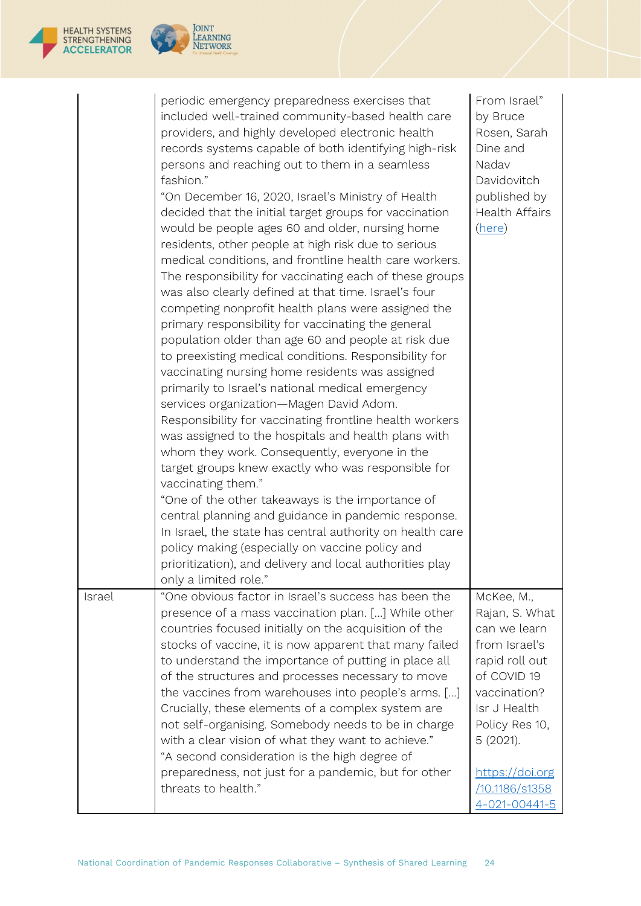| | | |
|---|---|---|
| | periodic emergency preparedness exercises that included well-trained community-based health care providers, and highly developed electronic health records systems capable of both identifying high-risk persons and reaching out to them in a seamless fashion."<br>"On December 16, 2020, Israel's Ministry of Health decided that the initial target groups for vaccination would be people ages 60 and older, nursing home residents, other people at high risk due to serious medical conditions, and frontline health care workers. The responsibility for vaccinating each of these groups was also clearly defined at that time. Israel's four competing nonprofit health plans were assigned the primary responsibility for vaccinating the general population older than age 60 and people at risk due to preexisting medical conditions. Responsibility for vaccinating nursing home residents was assigned primarily to Israel's national medical emergency services organization—Magen David Adom. Responsibility for vaccinating frontline health workers was assigned to the hospitals and health plans with whom they work. Consequently, everyone in the target groups knew exactly who was responsible for vaccinating them."<br>"One of the other takeaways is the importance of central planning and guidance in pandemic response. In Israel, the state has central authority on health care policy making (especially on vaccine policy and prioritization), and delivery and local authorities play only a limited role." | From Israel" by Bruce Rosen, Sarah Dine and Nadav Davidovitch published by Health Affairs (here) |
| Israel | "One obvious factor in Israel's success has been the presence of a mass vaccination plan. [...] While other countries focused initially on the acquisition of the stocks of vaccine, it is now apparent that many failed to understand the importance of putting in place all of the structures and processes necessary to move the vaccines from warehouses into people's arms. [...] Crucially, these elements of a complex system are not self-organising. Somebody needs to be in charge with a clear vision of what they want to achieve."<br>"A second consideration is the high degree of preparedness, not just for a pandemic, but for other threats to health." | McKee, M., Rajan, S. What can we learn from Israel's rapid roll out of COVID 19 vaccination? Isr J Health Policy Res 10, 5 (2021).<br><br>https://doi.org/10.1186/s13584-021-00441-5 |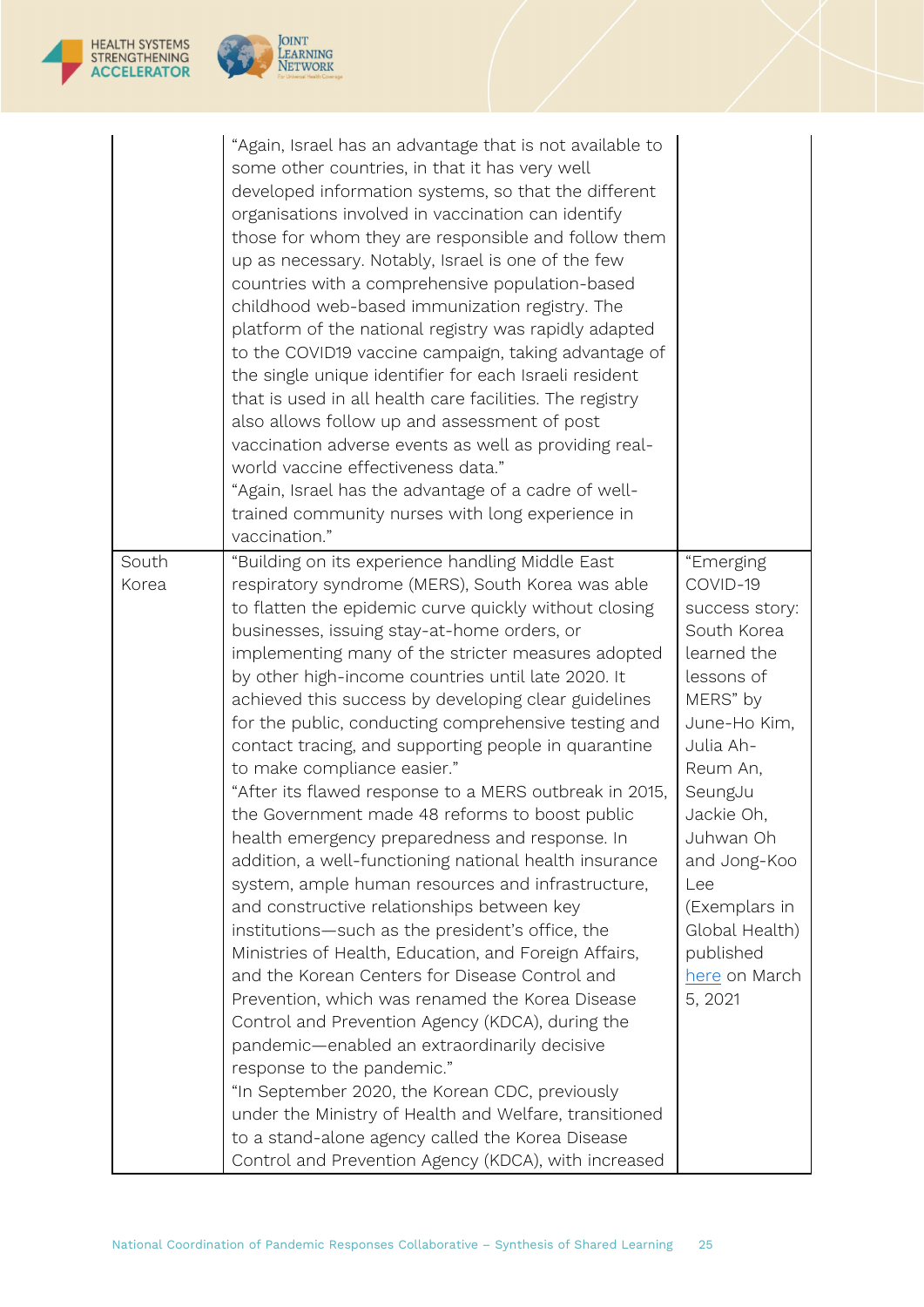| | | |
|---|---|---|
| | "Again, Israel has an advantage that is not available to some other countries, in that it has very well developed information systems, so that the different organisations involved in vaccination can identify those for whom they are responsible and follow them up as necessary. Notably, Israel is one of the few countries with a comprehensive population-based childhood web-based immunization registry. The platform of the national registry was rapidly adapted to the COVID19 vaccine campaign, taking advantage of the single unique identifier for each Israeli resident that is used in all health care facilities. The registry also allows follow up and assessment of post vaccination adverse events as well as providing real-world vaccine effectiveness data."<br>"Again, Israel has the advantage of a cadre of well-trained community nurses with long experience in vaccination." | |
| South Korea | "Building on its experience handling Middle East respiratory syndrome (MERS), South Korea was able to flatten the epidemic curve quickly without closing businesses, issuing stay-at-home orders, or implementing many of the stricter measures adopted by other high-income countries until late 2020. It achieved this success by developing clear guidelines for the public, conducting comprehensive testing and contact tracing, and supporting people in quarantine to make compliance easier."<br>"After its flawed response to a MERS outbreak in 2015, the Government made 48 reforms to boost public health emergency preparedness and response. In addition, a well-functioning national health insurance system, ample human resources and infrastructure, and constructive relationships between key institutions—such as the president's office, the Ministries of Health, Education, and Foreign Affairs, and the Korean Centers for Disease Control and Prevention, which was renamed the Korea Disease Control and Prevention Agency (KDCA), during the pandemic—enabled an extraordinarily decisive response to the pandemic."<br>"In September 2020, the Korean CDC, previously under the Ministry of Health and Welfare, transitioned to a stand-alone agency called the Korea Disease Control and Prevention Agency (KDCA), with increased | "Emerging COVID-19 success story: South Korea learned the lessons of MERS" by June-Ho Kim, Julia Ah-Reum An, SeungJu Jackie Oh, Juhwan Oh and Jong-Koo Lee (Exemplars in Global Health) published here on March 5, 2021 |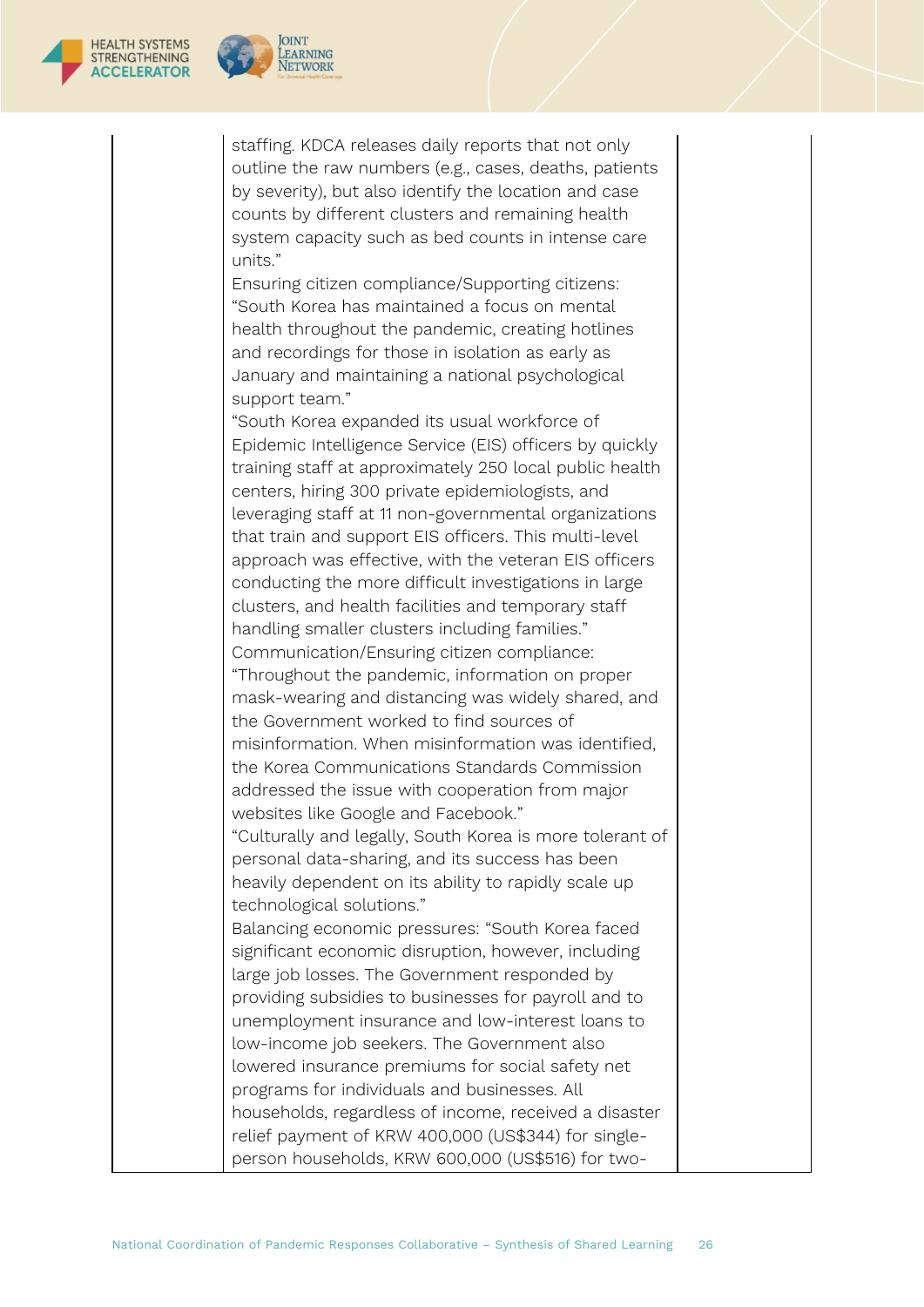|  | staffing. KDCA releases daily reports that not only outline the raw numbers (e.g., cases, deaths, patients by severity), but also identify the location and case counts by different clusters and remaining health system capacity such as bed counts in intense care units."<br>Ensuring citizen compliance/Supporting citizens: "South Korea has maintained a focus on mental health throughout the pandemic, creating hotlines and recordings for those in isolation as early as January and maintaining a national psychological support team."<br>"South Korea expanded its usual workforce of Epidemic Intelligence Service (EIS) officers by quickly training staff at approximately 250 local public health centers, hiring 300 private epidemiologists, and leveraging staff at 11 non-governmental organizations that train and support EIS officers. This multi-level approach was effective, with the veteran EIS officers conducting the more difficult investigations in large clusters, and health facilities and temporary staff handling smaller clusters including families."<br>Communication/Ensuring citizen compliance: "Throughout the pandemic, information on proper mask-wearing and distancing was widely shared, and the Government worked to find sources of misinformation. When misinformation was identified, the Korea Communications Standards Commission addressed the issue with cooperation from major websites like Google and Facebook."<br>"Culturally and legally, South Korea is more tolerant of personal data-sharing, and its success has been heavily dependent on its ability to rapidly scale up technological solutions."<br>Balancing economic pressures: "South Korea faced significant economic disruption, however, including large job losses. The Government responded by providing subsidies to businesses for payroll and to unemployment insurance and low-interest loans to low-income job seekers. The Government also lowered insurance premiums for social safety net programs for individuals and businesses. All households, regardless of income, received a disaster relief payment of KRW 400,000 (US$344) for single-person households, KRW 600,000 (US$516) for two- |  |
|---|---|---|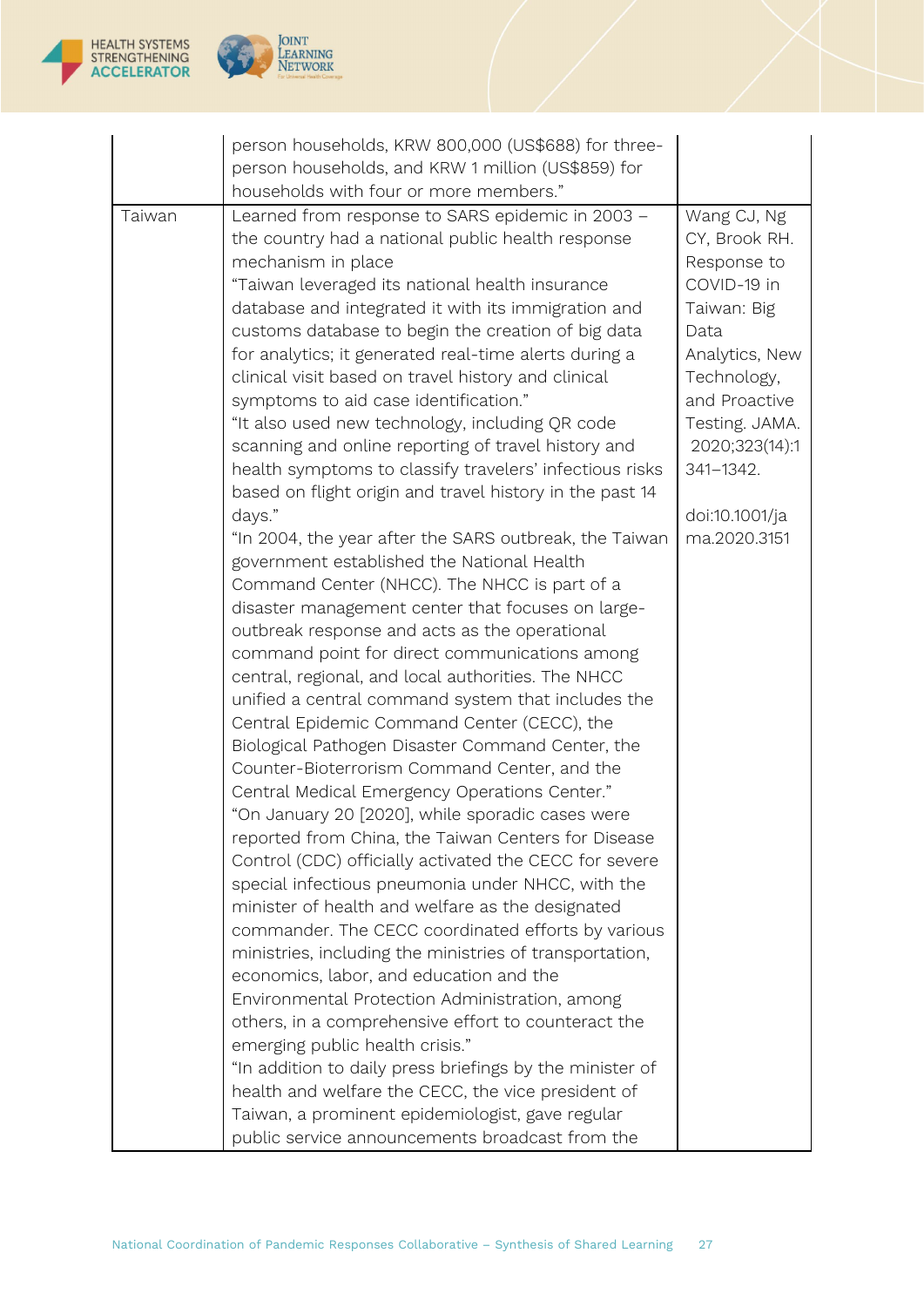| | | |
|---|---|---|
| | person households, KRW 800,000 (US$688) for three-person households, and KRW 1 million (US$859) for households with four or more members." | |
| Taiwan | Learned from response to SARS epidemic in 2003 – the country had a national public health response mechanism in place<br>"Taiwan leveraged its national health insurance database and integrated it with its immigration and customs database to begin the creation of big data for analytics; it generated real-time alerts during a clinical visit based on travel history and clinical symptoms to aid case identification."<br>"It also used new technology, including QR code scanning and online reporting of travel history and health symptoms to classify travelers' infectious risks based on flight origin and travel history in the past 14 days."<br>"In 2004, the year after the SARS outbreak, the Taiwan government established the National Health Command Center (NHCC). The NHCC is part of a disaster management center that focuses on large-outbreak response and acts as the operational command point for direct communications among central, regional, and local authorities. The NHCC unified a central command system that includes the Central Epidemic Command Center (CECC), the Biological Pathogen Disaster Command Center, the Counter-Bioterrorism Command Center, and the Central Medical Emergency Operations Center."<br>"On January 20 [2020], while sporadic cases were reported from China, the Taiwan Centers for Disease Control (CDC) officially activated the CECC for severe special infectious pneumonia under NHCC, with the minister of health and welfare as the designated commander. The CECC coordinated efforts by various ministries, including the ministries of transportation, economics, labor, and education and the Environmental Protection Administration, among others, in a comprehensive effort to counteract the emerging public health crisis."<br>"In addition to daily press briefings by the minister of health and welfare the CECC, the vice president of Taiwan, a prominent epidemiologist, gave regular public service announcements broadcast from the | Wang CJ, Ng CY, Brook RH. Response to COVID-19 in Taiwan: Big Data Analytics, New Technology, and Proactive Testing. JAMA. 2020;323(14):1341–1342.<br><br>doi:10.1001/jama.2020.3151 |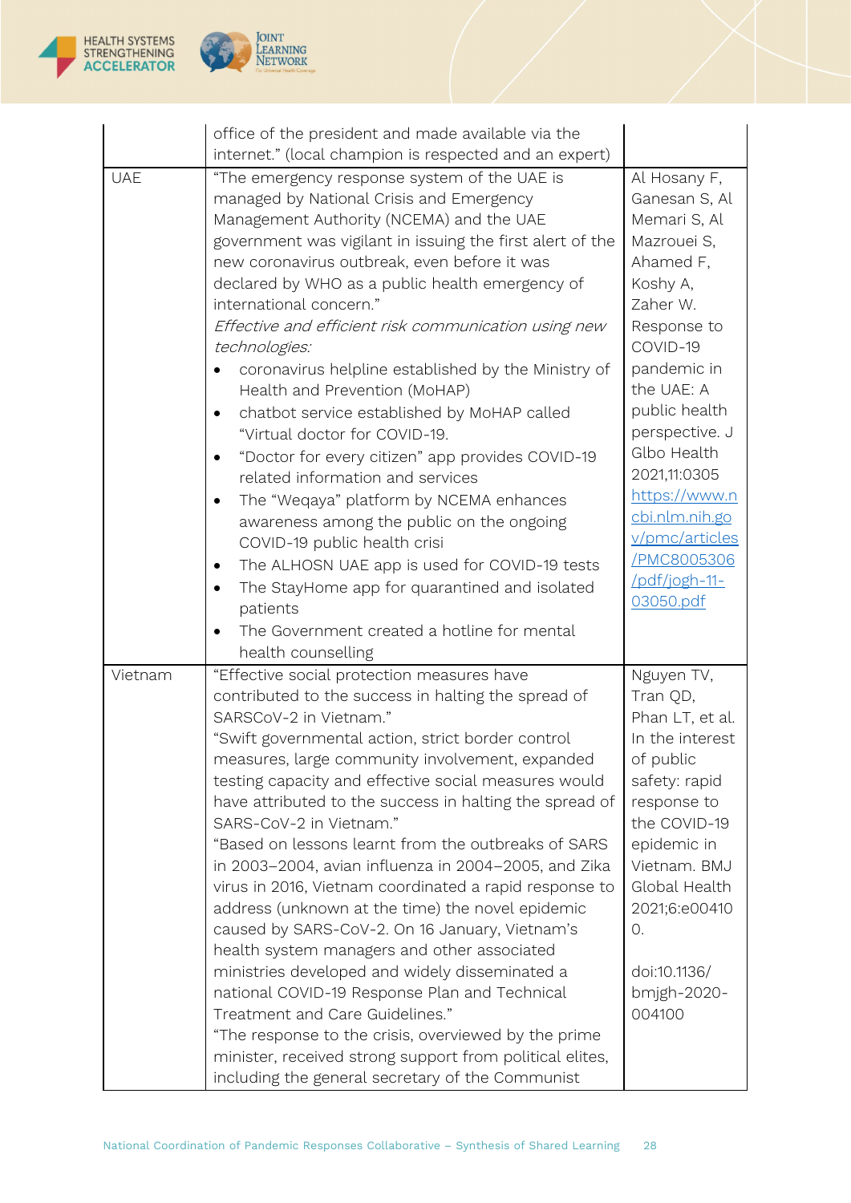| | | |
|---|---|---|
| | office of the president and made available via the internet." (local champion is respected and an expert) | |
| UAE | "The emergency response system of the UAE is managed by National Crisis and Emergency Management Authority (NCEMA) and the UAE government was vigilant in issuing the first alert of the new coronavirus outbreak, even before it was declared by WHO as a public health emergency of international concern."<br>*Effective and efficient risk communication using new technologies:*<br>• coronavirus helpline established by the Ministry of Health and Prevention (MoHAP)<br>• chatbot service established by MoHAP called "Virtual doctor for COVID-19.<br>• "Doctor for every citizen" app provides COVID-19 related information and services<br>• The "Weqaya" platform by NCEMA enhances awareness among the public on the ongoing COVID-19 public health crisi<br>• The ALHOSN UAE app is used for COVID-19 tests<br>• The StayHome app for quarantined and isolated patients<br>• The Government created a hotline for mental health counselling | Al Hosany F, Ganesan S, Al Memari S, Al Mazrouei S, Ahamed F, Koshy A, Zaher W. Response to COVID-19 pandemic in the UAE: A public health perspective. J Glbo Health 2021,11:0305 https://www.ncbi.nlm.nih.gov/pmc/articles/PMC8005306/pdf/jogh-11-03050.pdf |
| Vietnam | "Effective social protection measures have contributed to the success in halting the spread of SARSCoV-2 in Vietnam."<br>"Swift governmental action, strict border control measures, large community involvement, expanded testing capacity and effective social measures would have attributed to the success in halting the spread of SARS-CoV-2 in Vietnam."<br>"Based on lessons learnt from the outbreaks of SARS in 2003–2004, avian influenza in 2004–2005, and Zika virus in 2016, Vietnam coordinated a rapid response to address (unknown at the time) the novel epidemic caused by SARS-CoV-2. On 16 January, Vietnam's health system managers and other associated ministries developed and widely disseminated a national COVID-19 Response Plan and Technical Treatment and Care Guidelines."<br>"The response to the crisis, overviewed by the prime minister, received strong support from political elites, including the general secretary of the Communist | Nguyen TV, Tran QD, Phan LT, et al. In the interest of public safety: rapid response to the COVID-19 epidemic in Vietnam. BMJ Global Health 2021;6:e004100.<br><br>doi:10.1136/bmjgh-2020-004100 |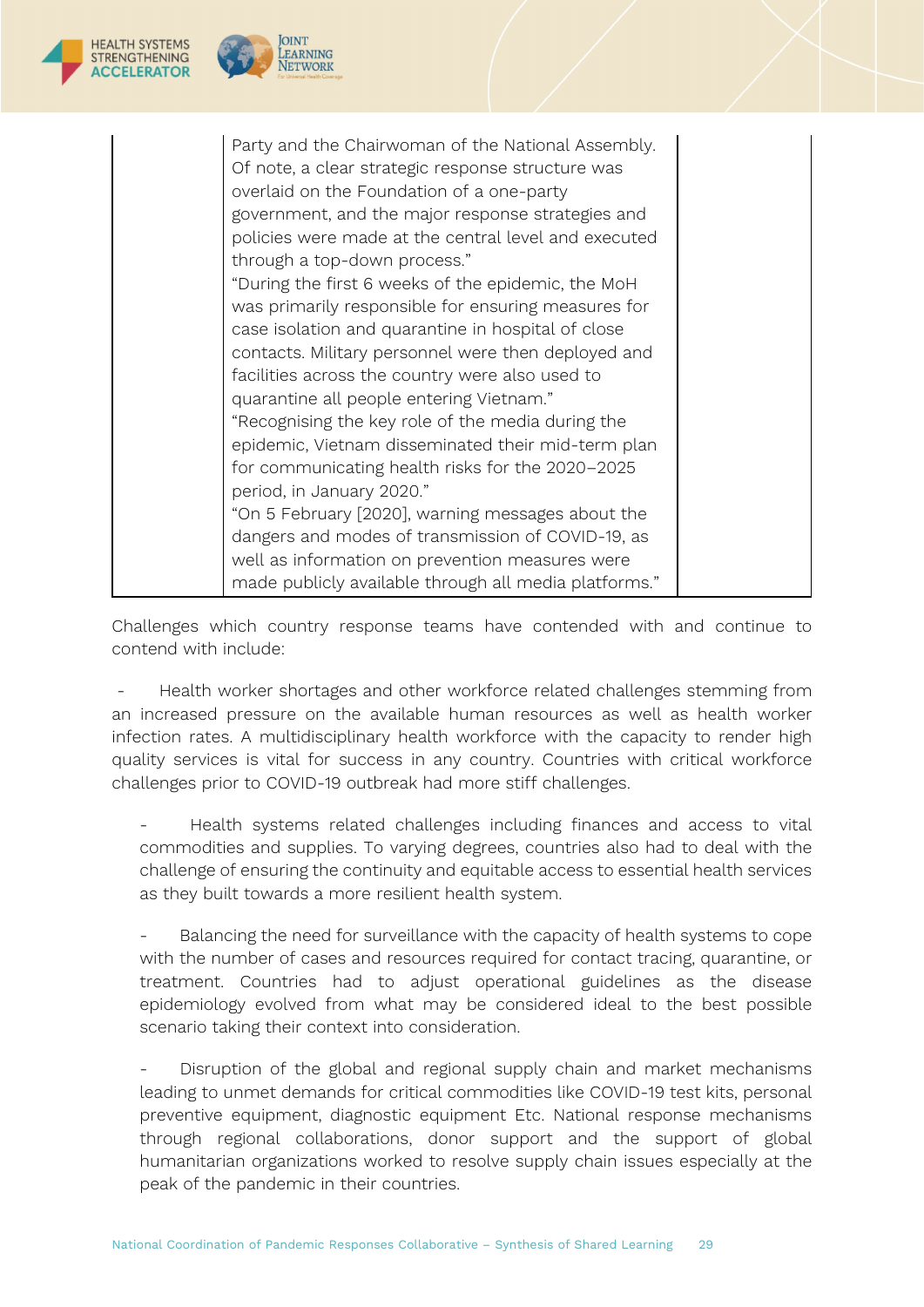| | | |
|---|---|---|
| | Party and the Chairwoman of the National Assembly. Of note, a clear strategic response structure was overlaid on the Foundation of a one-party government, and the major response strategies and policies were made at the central level and executed through a top-down process."<br>"During the first 6 weeks of the epidemic, the MoH was primarily responsible for ensuring measures for case isolation and quarantine in hospital of close contacts. Military personnel were then deployed and facilities across the country were also used to quarantine all people entering Vietnam."<br>"Recognising the key role of the media during the epidemic, Vietnam disseminated their mid-term plan for communicating health risks for the 2020–2025 period, in January 2020."<br>"On 5 February [2020], warning messages about the dangers and modes of transmission of COVID-19, as well as information on prevention measures were made publicly available through all media platforms." | |

Challenges which country response teams have contended with and continue to contend with include:

- Health worker shortages and other workforce related challenges stemming from an increased pressure on the available human resources as well as health worker infection rates. A multidisciplinary health workforce with the capacity to render high quality services is vital for success in any country. Countries with critical workforce challenges prior to COVID-19 outbreak had more stiff challenges.

- Health systems related challenges including finances and access to vital commodities and supplies. To varying degrees, countries also had to deal with the challenge of ensuring the continuity and equitable access to essential health services as they built towards a more resilient health system.

- Balancing the need for surveillance with the capacity of health systems to cope with the number of cases and resources required for contact tracing, quarantine, or treatment. Countries had to adjust operational guidelines as the disease epidemiology evolved from what may be considered ideal to the best possible scenario taking their context into consideration.

- Disruption of the global and regional supply chain and market mechanisms leading to unmet demands for critical commodities like COVID-19 test kits, personal preventive equipment, diagnostic equipment Etc. National response mechanisms through regional collaborations, donor support and the support of global humanitarian organizations worked to resolve supply chain issues especially at the peak of the pandemic in their countries.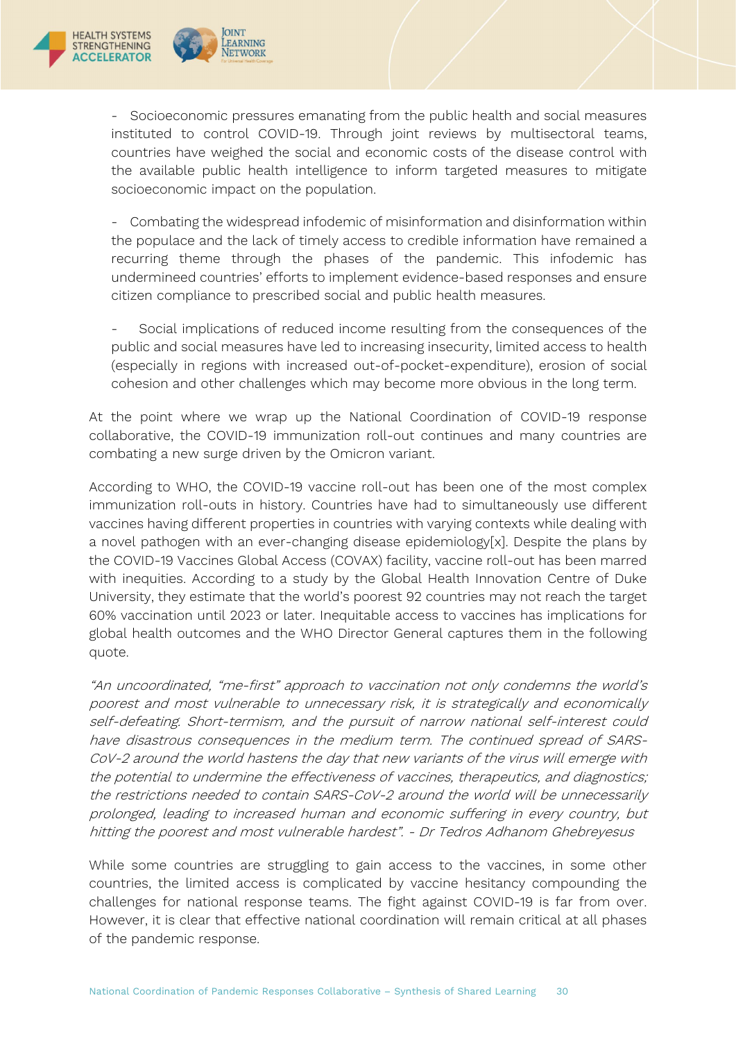- Socioeconomic pressures emanating from the public health and social measures instituted to control COVID-19. Through joint reviews by multisectoral teams, countries have weighed the social and economic costs of the disease control with the available public health intelligence to inform targeted measures to mitigate socioeconomic impact on the population.

- Combating the widespread infodemic of misinformation and disinformation within the populace and the lack of timely access to credible information have remained a recurring theme through the phases of the pandemic. This infodemic has undermineed countries' efforts to implement evidence-based responses and ensure citizen compliance to prescribed social and public health measures.

- Social implications of reduced income resulting from the consequences of the public and social measures have led to increasing insecurity, limited access to health (especially in regions with increased out-of-pocket-expenditure), erosion of social cohesion and other challenges which may become more obvious in the long term.

At the point where we wrap up the National Coordination of COVID-19 response collaborative, the COVID-19 immunization roll-out continues and many countries are combating a new surge driven by the Omicron variant.

According to WHO, the COVID-19 vaccine roll-out has been one of the most complex immunization roll-outs in history. Countries have had to simultaneously use different vaccines having different properties in countries with varying contexts while dealing with a novel pathogen with an ever-changing disease epidemiology[x]. Despite the plans by the COVID-19 Vaccines Global Access (COVAX) facility, vaccine roll-out has been marred with inequities. According to a study by the Global Health Innovation Centre of Duke University, they estimate that the world's poorest 92 countries may not reach the target 60% vaccination until 2023 or later. Inequitable access to vaccines has implications for global health outcomes and the WHO Director General captures them in the following quote.

*"An uncoordinated, "me-first" approach to vaccination not only condemns the world's poorest and most vulnerable to unnecessary risk, it is strategically and economically self-defeating. Short-termism, and the pursuit of narrow national self-interest could have disastrous consequences in the medium term. The continued spread of SARS-CoV-2 around the world hastens the day that new variants of the virus will emerge with the potential to undermine the effectiveness of vaccines, therapeutics, and diagnostics; the restrictions needed to contain SARS-CoV-2 around the world will be unnecessarily prolonged, leading to increased human and economic suffering in every country, but hitting the poorest and most vulnerable hardest". - Dr Tedros Adhanom Ghebreyesus*

While some countries are struggling to gain access to the vaccines, in some other countries, the limited access is complicated by vaccine hesitancy compounding the challenges for national response teams. The fight against COVID-19 is far from over. However, it is clear that effective national coordination will remain critical at all phases of the pandemic response.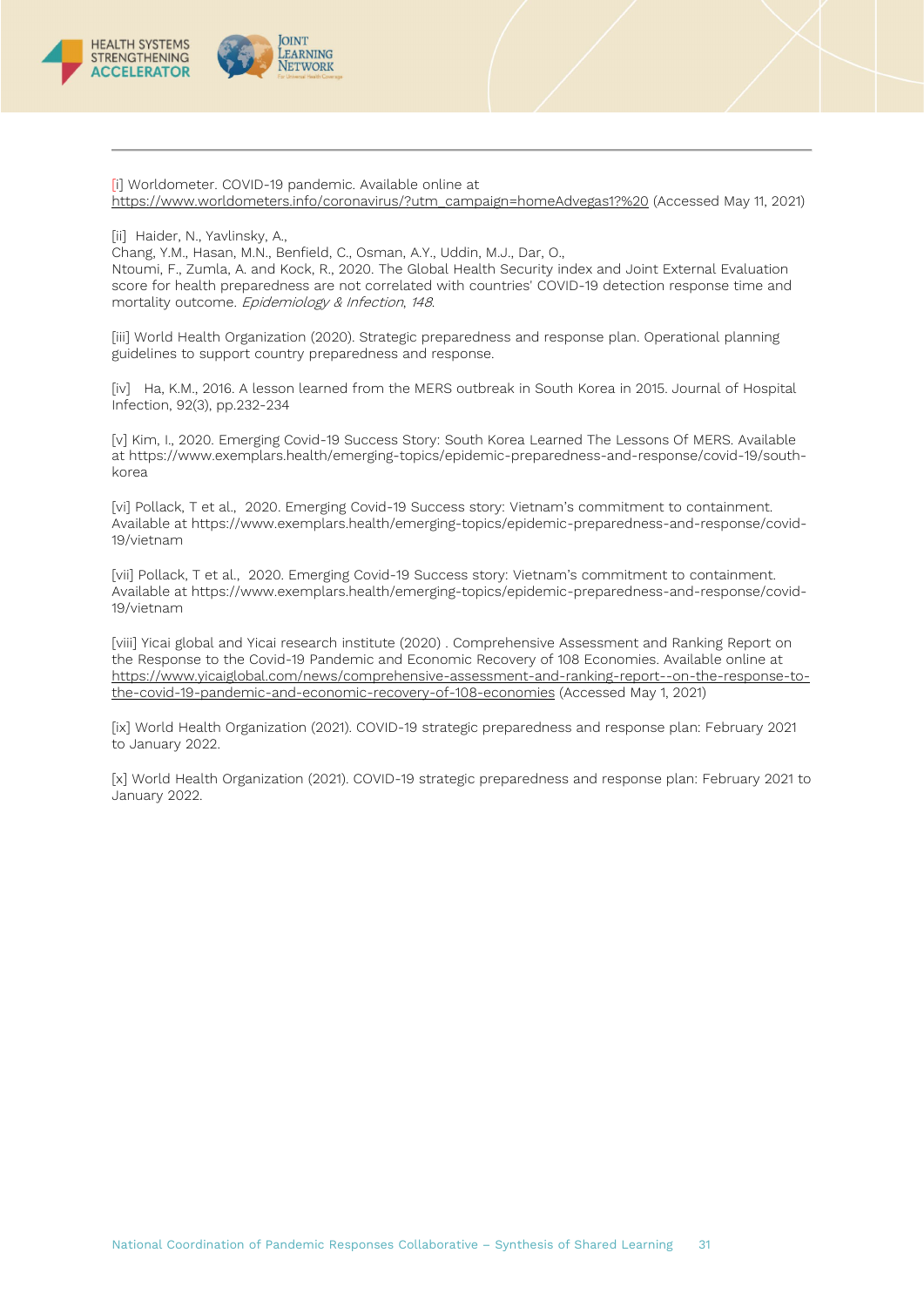[i] Worldometer. COVID-19 pandemic. Available online at https://www.worldometers.info/coronavirus/?utm_campaign=homeAdvegas1?%20 (Accessed May 11, 2021)

[ii] Haider, N., Yavlinsky, A., Chang, Y.M., Hasan, M.N., Benfield, C., Osman, A.Y., Uddin, M.J., Dar, O., Ntoumi, F., Zumla, A. and Kock, R., 2020. The Global Health Security index and Joint External Evaluation score for health preparedness are not correlated with countries' COVID-19 detection response time and mortality outcome. *Epidemiology & Infection*, *148*.

[iii] World Health Organization (2020). Strategic preparedness and response plan. Operational planning guidelines to support country preparedness and response.

[iv] Ha, K.M., 2016. A lesson learned from the MERS outbreak in South Korea in 2015. Journal of Hospital Infection, 92(3), pp.232-234

[v] Kim, I., 2020. Emerging Covid-19 Success Story: South Korea Learned The Lessons Of MERS. Available at https://www.exemplars.health/emerging-topics/epidemic-preparedness-and-response/covid-19/south-korea

[vi] Pollack, T et al., 2020. Emerging Covid-19 Success story: Vietnam's commitment to containment. Available at https://www.exemplars.health/emerging-topics/epidemic-preparedness-and-response/covid-19/vietnam

[vii] Pollack, T et al., 2020. Emerging Covid-19 Success story: Vietnam's commitment to containment. Available at https://www.exemplars.health/emerging-topics/epidemic-preparedness-and-response/covid-19/vietnam

[viii] Yicai global and Yicai research institute (2020) . Comprehensive Assessment and Ranking Report on the Response to the Covid-19 Pandemic and Economic Recovery of 108 Economies. Available online at https://www.yicaiglobal.com/news/comprehensive-assessment-and-ranking-report--on-the-response-to-the-covid-19-pandemic-and-economic-recovery-of-108-economies (Accessed May 1, 2021)

[ix] World Health Organization (2021). COVID-19 strategic preparedness and response plan: February 2021 to January 2022.

[x] World Health Organization (2021). COVID-19 strategic preparedness and response plan: February 2021 to January 2022.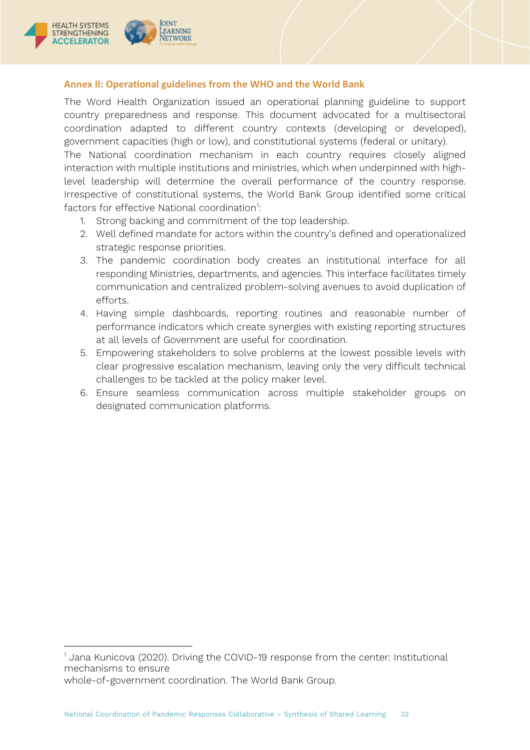## Annex II: Operational guidelines from the WHO and the World Bank

The Word Health Organization issued an operational planning guideline to support country preparedness and response. This document advocated for a multisectoral coordination adapted to different country contexts (developing or developed), government capacities (high or low), and constitutional systems (federal or unitary).

The National coordination mechanism in each country requires closely aligned interaction with multiple institutions and ministries, which when underpinned with high-level leadership will determine the overall performance of the country response. Irrespective of constitutional systems, the World Bank Group identified some critical factors for effective National coordination[1]:

1. Strong backing and commitment of the top leadership.
2. Well defined mandate for actors within the country's defined and operationalized strategic response priorities.
3. The pandemic coordination body creates an institutional interface for all responding Ministries, departments, and agencies. This interface facilitates timely communication and centralized problem-solving avenues to avoid duplication of efforts.
4. Having simple dashboards, reporting routines and reasonable number of performance indicators which create synergies with existing reporting structures at all levels of Government are useful for coordination.
5. Empowering stakeholders to solve problems at the lowest possible levels with clear progressive escalation mechanism, leaving only the very difficult technical challenges to be tackled at the policy maker level.
6. Ensure seamless communication across multiple stakeholder groups on designated communication platforms.

---

[1] Jana Kunicova (2020). Driving the COVID-19 response from the center: Institutional mechanisms to ensure
whole-of-government coordination. The World Bank Group.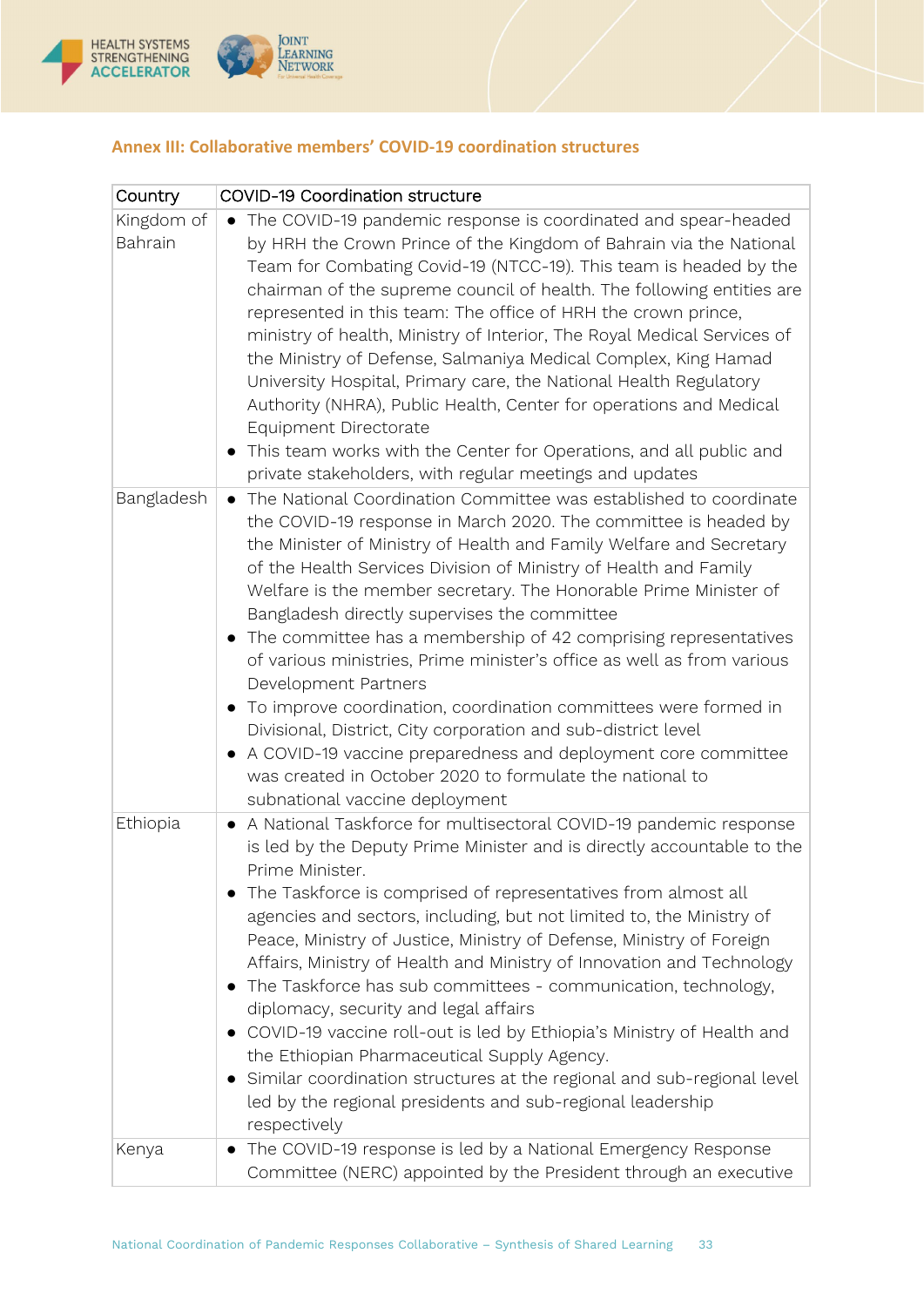### Annex III: Collaborative members' COVID-19 coordination structures

| Country | COVID-19 Coordination structure |
|---|---|
| Kingdom of Bahrain | • The COVID-19 pandemic response is coordinated and spear-headed by HRH the Crown Prince of the Kingdom of Bahrain via the National Team for Combating Covid-19 (NTCC-19). This team is headed by the chairman of the supreme council of health. The following entities are represented in this team: The office of HRH the crown prince, ministry of health, Ministry of Interior, The Royal Medical Services of the Ministry of Defense, Salmaniya Medical Complex, King Hamad University Hospital, Primary care, the National Health Regulatory Authority (NHRA), Public Health, Center for operations and Medical Equipment Directorate<br>• This team works with the Center for Operations, and all public and private stakeholders, with regular meetings and updates |
| Bangladesh | • The National Coordination Committee was established to coordinate the COVID-19 response in March 2020. The committee is headed by the Minister of Ministry of Health and Family Welfare and Secretary of the Health Services Division of Ministry of Health and Family Welfare is the member secretary. The Honorable Prime Minister of Bangladesh directly supervises the committee<br>• The committee has a membership of 42 comprising representatives of various ministries, Prime minister's office as well as from various Development Partners<br>• To improve coordination, coordination committees were formed in Divisional, District, City corporation and sub-district level<br>• A COVID-19 vaccine preparedness and deployment core committee was created in October 2020 to formulate the national to subnational vaccine deployment |
| Ethiopia | • A National Taskforce for multisectoral COVID-19 pandemic response is led by the Deputy Prime Minister and is directly accountable to the Prime Minister.<br>• The Taskforce is comprised of representatives from almost all agencies and sectors, including, but not limited to, the Ministry of Peace, Ministry of Justice, Ministry of Defense, Ministry of Foreign Affairs, Ministry of Health and Ministry of Innovation and Technology<br>• The Taskforce has sub committees - communication, technology, diplomacy, security and legal affairs<br>• COVID-19 vaccine roll-out is led by Ethiopia's Ministry of Health and the Ethiopian Pharmaceutical Supply Agency.<br>• Similar coordination structures at the regional and sub-regional level led by the regional presidents and sub-regional leadership respectively |
| Kenya | • The COVID-19 response is led by a National Emergency Response Committee (NERC) appointed by the President through an executive |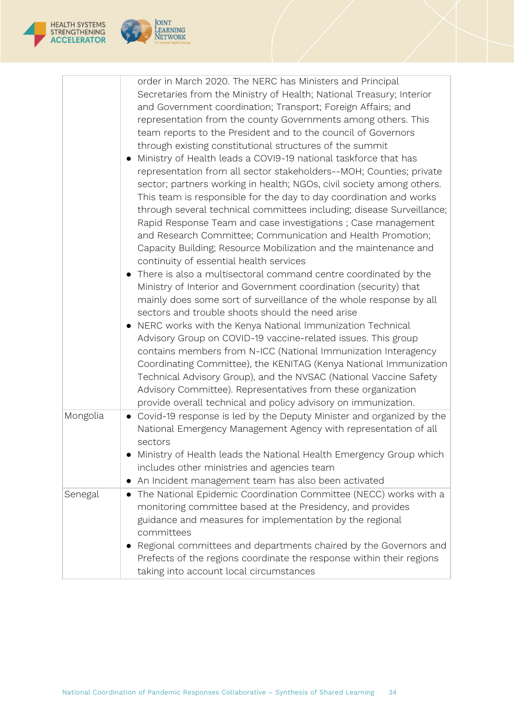| | |
|---|---|
| | order in March 2020. The NERC has Ministers and Principal Secretaries from the Ministry of Health; National Treasury; Interior and Government coordination; Transport; Foreign Affairs; and representation from the county Governments among others. This team reports to the President and to the council of Governors through existing constitutional structures of the summit<br>● Ministry of Health leads a COVI9-19 national taskforce that has representation from all sector stakeholders--MOH; Counties; private sector; partners working in health; NGOs, civil society among others. This team is responsible for the day to day coordination and works through several technical committees including; disease Surveillance; Rapid Response Team and case investigations ; Case management and Research Committee; Communication and Health Promotion; Capacity Building; Resource Mobilization and the maintenance and continuity of essential health services<br>● There is also a multisectoral command centre coordinated by the Ministry of Interior and Government coordination (security) that mainly does some sort of surveillance of the whole response by all sectors and trouble shoots should the need arise<br>● NERC works with the Kenya National Immunization Technical Advisory Group on COVID-19 vaccine-related issues. This group contains members from N-ICC (National Immunization Interagency Coordinating Committee), the KENITAG (Kenya National Immunization Technical Advisory Group), and the NVSAC (National Vaccine Safety Advisory Committee). Representatives from these organization provide overall technical and policy advisory on immunization. |
| Mongolia | ● Covid-19 response is led by the Deputy Minister and organized by the National Emergency Management Agency with representation of all sectors<br>● Ministry of Health leads the National Health Emergency Group which includes other ministries and agencies team<br>● An Incident management team has also been activated |
| Senegal | ● The National Epidemic Coordination Committee (NECC) works with a monitoring committee based at the Presidency, and provides guidance and measures for implementation by the regional committees<br>● Regional committees and departments chaired by the Governors and Prefects of the regions coordinate the response within their regions taking into account local circumstances |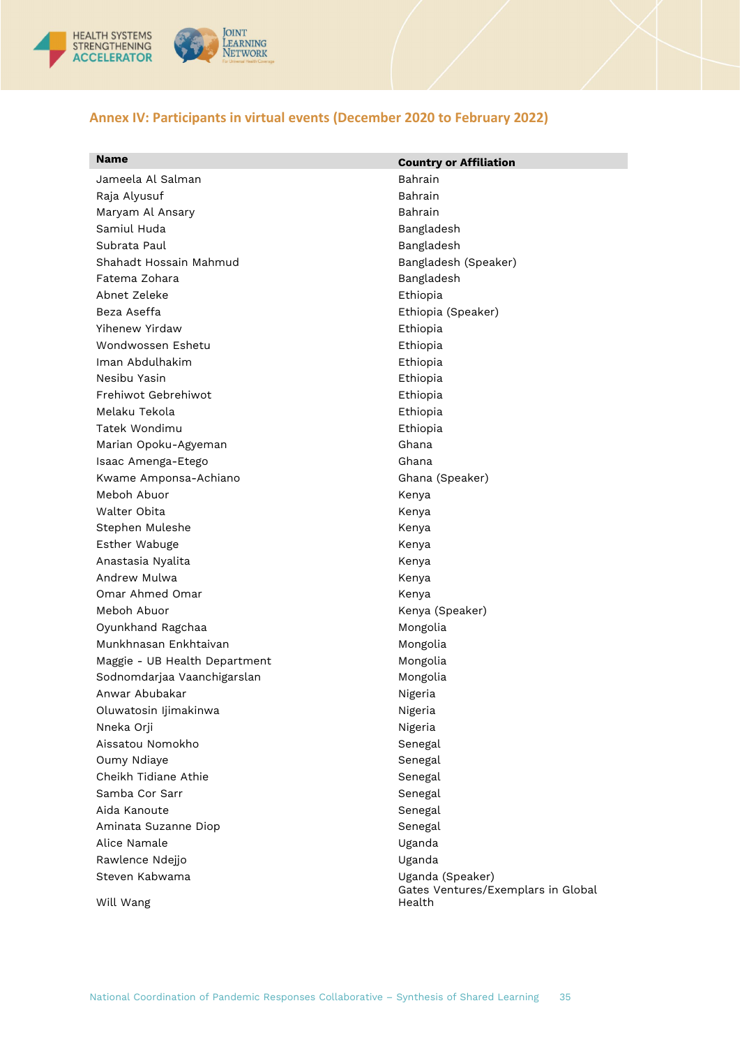## Annex IV: Participants in virtual events (December 2020 to February 2022)

| Name | Country or Affiliation |
|---|---|
| Jameela Al Salman | Bahrain |
| Raja Alyusuf | Bahrain |
| Maryam Al Ansary | Bahrain |
| Samiul Huda | Bangladesh |
| Subrata Paul | Bangladesh |
| Shahadt Hossain Mahmud | Bangladesh (Speaker) |
| Fatema Zohara | Bangladesh |
| Abnet Zeleke | Ethiopia |
| Beza Aseffa | Ethiopia (Speaker) |
| Yihenew Yirdaw | Ethiopia |
| Wondwossen Eshetu | Ethiopia |
| Iman Abdulhakim | Ethiopia |
| Nesibu Yasin | Ethiopia |
| Frehiwot Gebrehiwot | Ethiopia |
| Melaku Tekola | Ethiopia |
| Tatek Wondimu | Ethiopia |
| Marian Opoku-Agyeman | Ghana |
| Isaac Amenga-Etego | Ghana |
| Kwame Amponsa-Achiano | Ghana (Speaker) |
| Meboh Abuor | Kenya |
| Walter Obita | Kenya |
| Stephen Muleshe | Kenya |
| Esther Wabuge | Kenya |
| Anastasia Nyalita | Kenya |
| Andrew Mulwa | Kenya |
| Omar Ahmed Omar | Kenya |
| Meboh Abuor | Kenya (Speaker) |
| Oyunkhand Ragchaa | Mongolia |
| Munkhnasan Enkhtaivan | Mongolia |
| Maggie - UB Health Department | Mongolia |
| Sodnomdarjaa Vaanchigarslan | Mongolia |
| Anwar Abubakar | Nigeria |
| Oluwatosin Ijimakinwa | Nigeria |
| Nneka Orji | Nigeria |
| Aissatou Nomokho | Senegal |
| Oumy Ndiaye | Senegal |
| Cheikh Tidiane Athie | Senegal |
| Samba Cor Sarr | Senegal |
| Aida Kanoute | Senegal |
| Aminata Suzanne Diop | Senegal |
| Alice Namale | Uganda |
| Rawlence Ndejjo | Uganda |
| Steven Kabwama | Uganda (Speaker) |
| Will Wang | Gates Ventures/Exemplars in Global Health |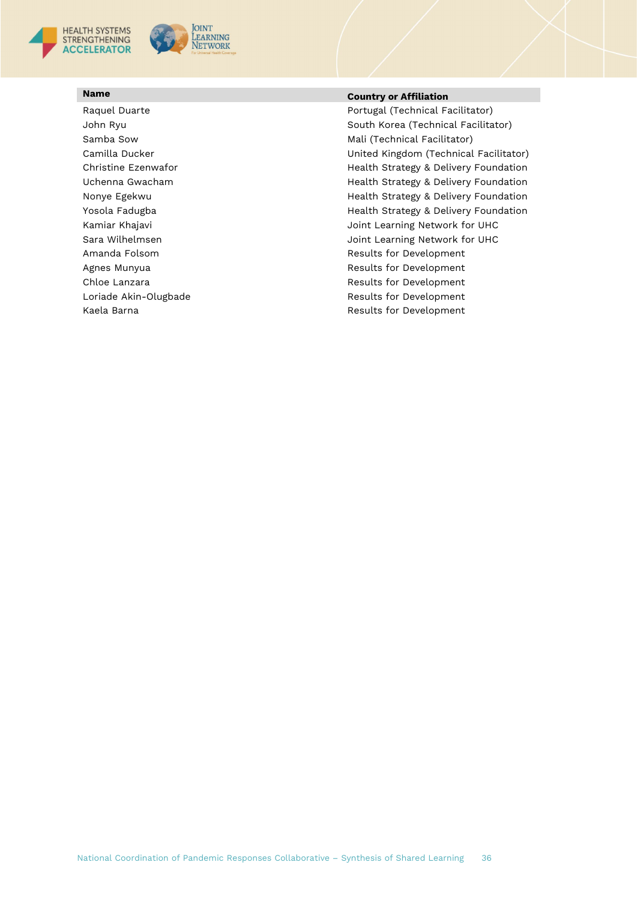| Name | Country or Affiliation |
| --- | --- |
| Raquel Duarte | Portugal (Technical Facilitator) |
| John Ryu | South Korea (Technical Facilitator) |
| Samba Sow | Mali (Technical Facilitator) |
| Camilla Ducker | United Kingdom (Technical Facilitator) |
| Christine Ezenwafor | Health Strategy & Delivery Foundation |
| Uchenna Gwacham | Health Strategy & Delivery Foundation |
| Nonye Egekwu | Health Strategy & Delivery Foundation |
| Yosola Fadugba | Health Strategy & Delivery Foundation |
| Kamiar Khajavi | Joint Learning Network for UHC |
| Sara Wilhelmsen | Joint Learning Network for UHC |
| Amanda Folsom | Results for Development |
| Agnes Munyua | Results for Development |
| Chloe Lanzara | Results for Development |
| Loriade Akin-Olugbade | Results for Development |
| Kaela Barna | Results for Development |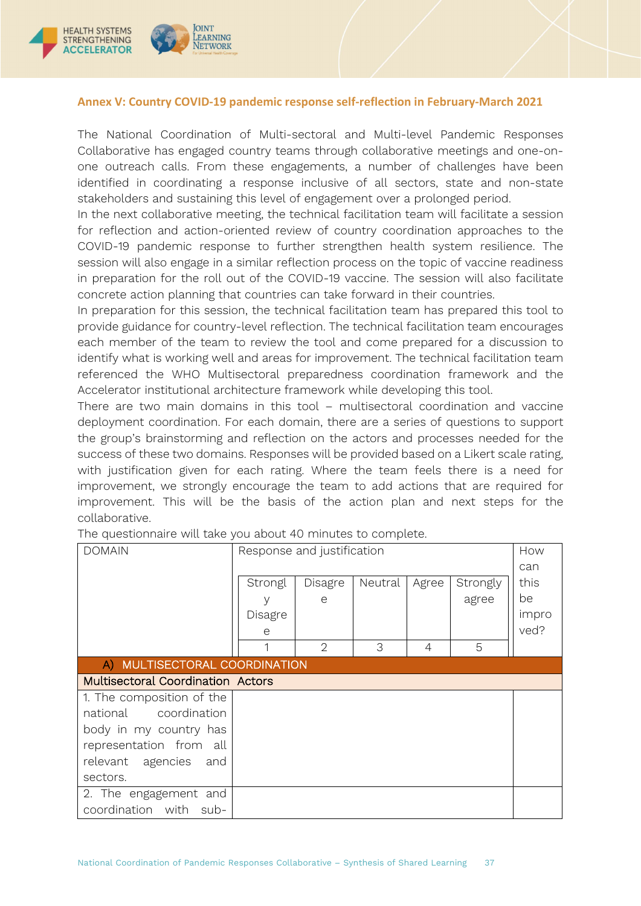## Annex V: Country COVID-19 pandemic response self-reflection in February-March 2021

The National Coordination of Multi-sectoral and Multi-level Pandemic Responses Collaborative has engaged country teams through collaborative meetings and one-on-one outreach calls. From these engagements, a number of challenges have been identified in coordinating a response inclusive of all sectors, state and non-state stakeholders and sustaining this level of engagement over a prolonged period.

In the next collaborative meeting, the technical facilitation team will facilitate a session for reflection and action-oriented review of country coordination approaches to the COVID-19 pandemic response to further strengthen health system resilience. The session will also engage in a similar reflection process on the topic of vaccine readiness in preparation for the roll out of the COVID-19 vaccine. The session will also facilitate concrete action planning that countries can take forward in their countries.

In preparation for this session, the technical facilitation team has prepared this tool to provide guidance for country-level reflection. The technical facilitation team encourages each member of the team to review the tool and come prepared for a discussion to identify what is working well and areas for improvement. The technical facilitation team referenced the WHO Multisectoral preparedness coordination framework and the Accelerator institutional architecture framework while developing this tool.

There are two main domains in this tool – multisectoral coordination and vaccine deployment coordination. For each domain, there are a series of questions to support the group's brainstorming and reflection on the actors and processes needed for the success of these two domains. Responses will be provided based on a Likert scale rating, with justification given for each rating. Where the team feels there is a need for improvement, we strongly encourage the team to add actions that are required for improvement. This will be the basis of the action plan and next steps for the collaborative.

The questionnaire will take you about 40 minutes to complete.

| DOMAIN | Response and justification | | | | | How can this be improved? |
|---|---|---|---|---|---|---|
| | Strongly Disagree | Disagree | Neutral | Agree | Strongly agree | |
| | 1 | 2 | 3 | 4 | 5 | |
| **A) MULTISECTORAL COORDINATION** | | | | | | |
| **Multisectoral Coordination Actors** | | | | | | |
| 1. The composition of the national coordination body in my country has representation from all relevant agencies and sectors. | | | | | | |
| 2. The engagement and coordination with sub- | | | | | | |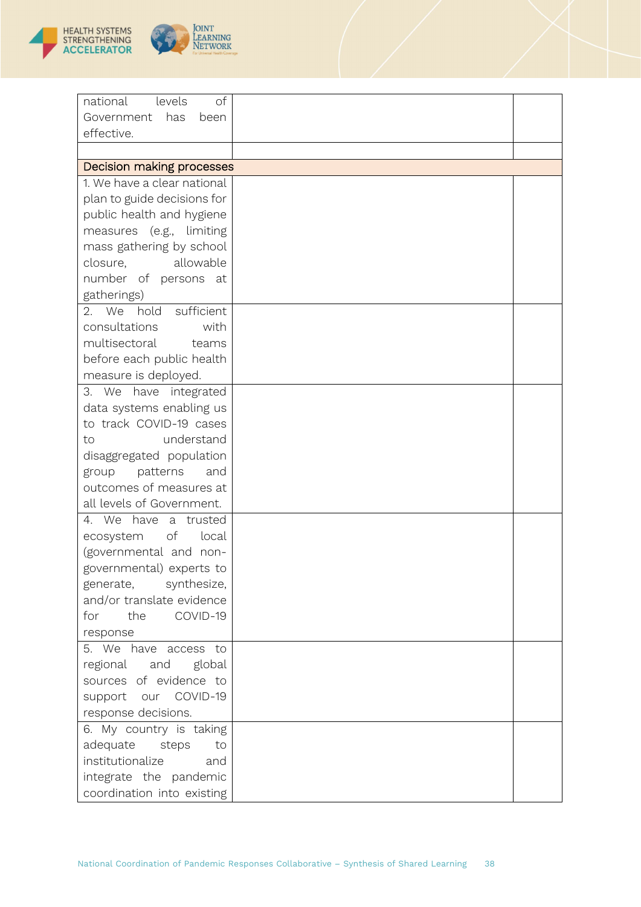| | | |
|---|---|---|
| national levels of Government has been effective. | | |
| | | |
| **Decision making processes** | | |
| 1. We have a clear national plan to guide decisions for public health and hygiene measures (e.g., limiting mass gathering by school closure, allowable number of persons at gatherings) | | |
| 2. We hold sufficient consultations with multisectoral teams before each public health measure is deployed. | | |
| 3. We have integrated data systems enabling us to track COVID-19 cases to understand disaggregated population group patterns and outcomes of measures at all levels of Government. | | |
| 4. We have a trusted ecosystem of local (governmental and non-governmental) experts to generate, synthesize, and/or translate evidence for the COVID-19 response | | |
| 5. We have access to regional and global sources of evidence to support our COVID-19 response decisions. | | |
| 6. My country is taking adequate steps to institutionalize and integrate the pandemic coordination into existing | | |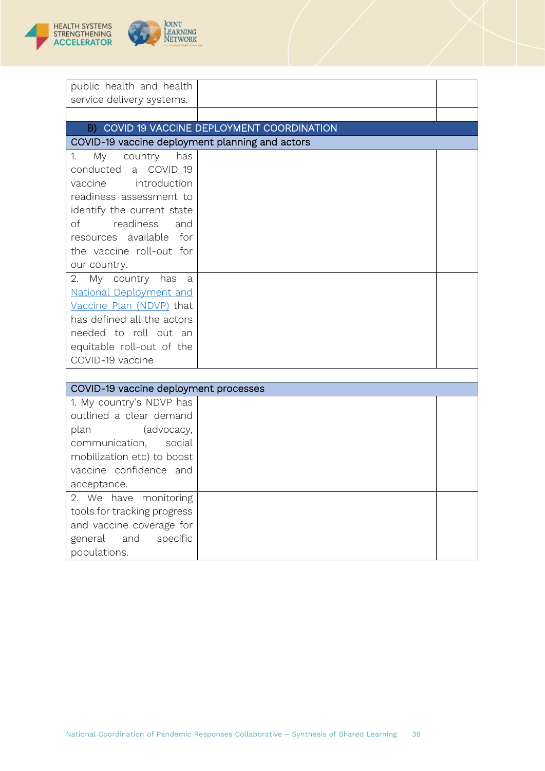| | | |
|---|---|---|
| public health and health service delivery systems. | | |
| | | |
| B) COVID 19 VACCINE DEPLOYMENT COORDINATION | | |
| COVID-19 vaccine deployment planning and actors | | |
| 1. My country has conducted a COVID_19 vaccine introduction readiness assessment to identify the current state of readiness and resources available for the vaccine roll-out for our country. | | |
| 2. My country has a National Deployment and Vaccine Plan (NDVP) that has defined all the actors needed to roll out an equitable roll-out of the COVID-19 vaccine | | |
| | | |
| COVID-19 vaccine deployment processes | | |
| 1. My country's NDVP has outlined a clear demand plan (advocacy, communication, social mobilization etc) to boost vaccine confidence and acceptance. | | |
| 2. We have monitoring tools for tracking progress and vaccine coverage for general and specific populations. | | |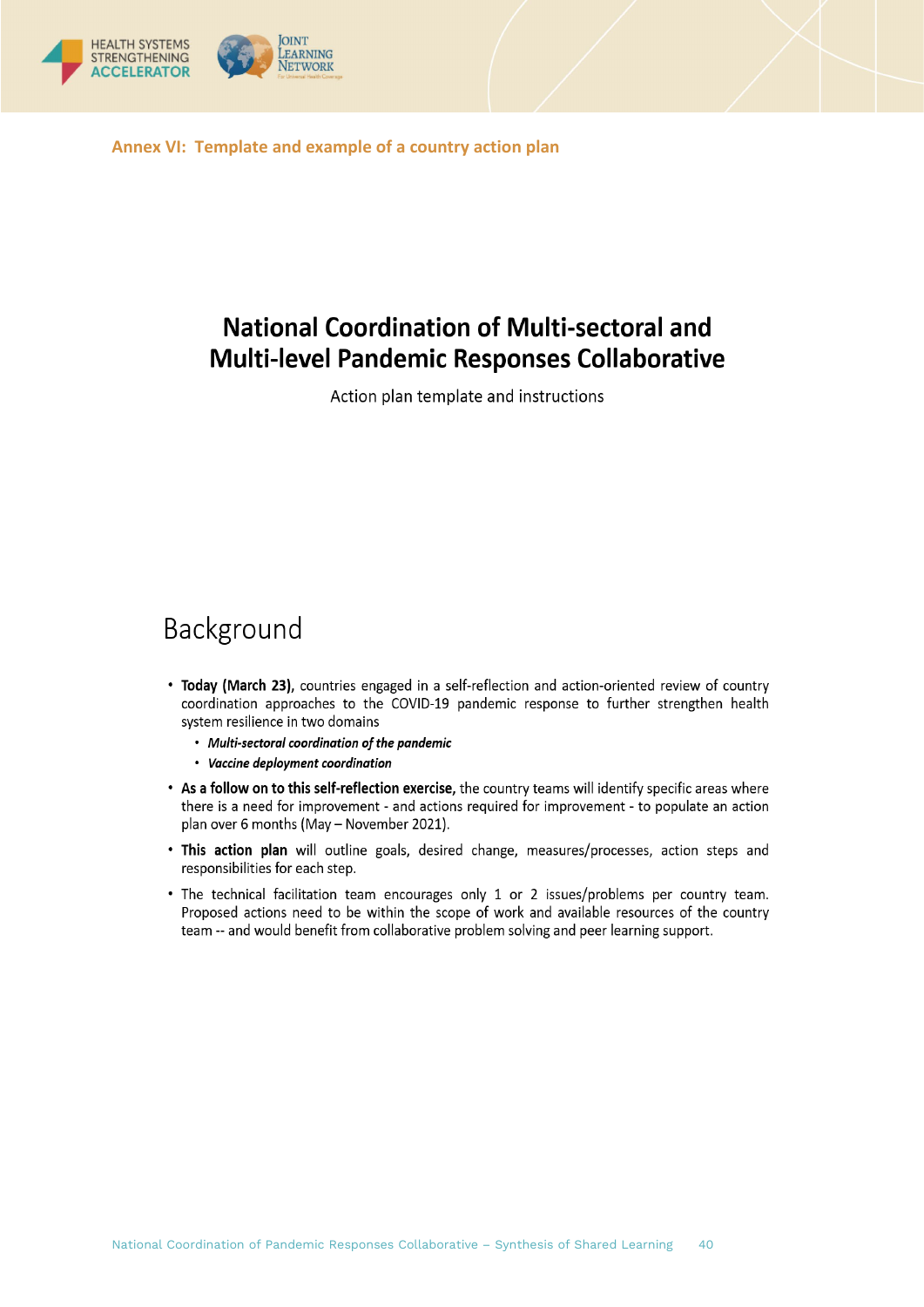## Annex VI: Template and example of a country action plan

# National Coordination of Multi-sectoral and Multi-level Pandemic Responses Collaborative

Action plan template and instructions

## Background

- **Today (March 23),** countries engaged in a self-reflection and action-oriented review of country coordination approaches to the COVID-19 pandemic response to further strengthen health system resilience in two domains
  - ***Multi-sectoral coordination of the pandemic***
  - ***Vaccine deployment coordination***
- **As a follow on to this self-reflection exercise,** the country teams will identify specific areas where there is a need for improvement - and actions required for improvement - to populate an action plan over 6 months (May – November 2021).
- **This action plan** will outline goals, desired change, measures/processes, action steps and responsibilities for each step.
- The technical facilitation team encourages only 1 or 2 issues/problems per country team. Proposed actions need to be within the scope of work and available resources of the country team -- and would benefit from collaborative problem solving and peer learning support.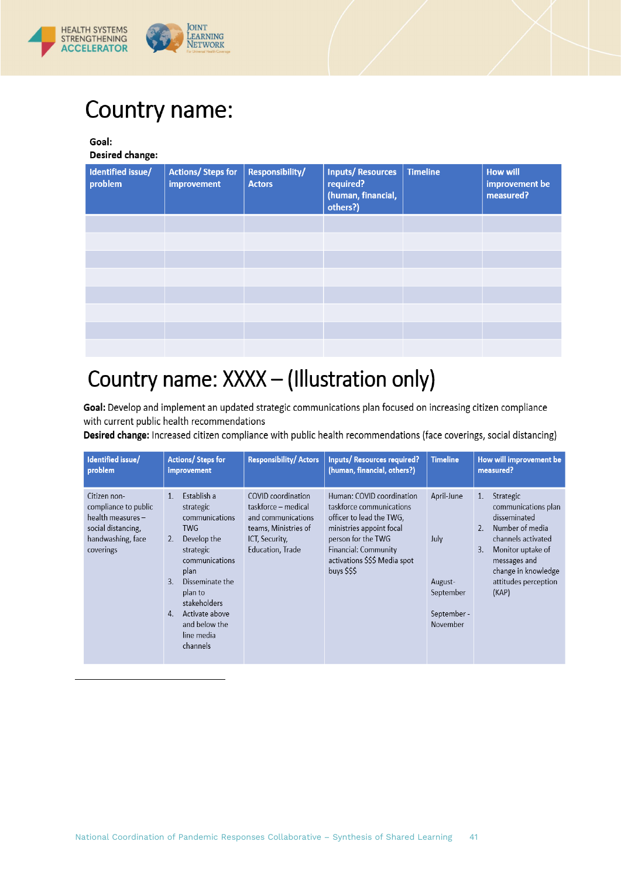# Country name:

**Goal:**
**Desired change:**

| Identified issue/ problem | Actions/ Steps for improvement | Responsibility/ Actors | Inputs/ Resources required? (human, financial, others?) | Timeline | How will improvement be measured? |
|---|---|---|---|---|---|
| | | | | | |
| | | | | | |
| | | | | | |
| | | | | | |
| | | | | | |
| | | | | | |
| | | | | | |
| | | | | | |

# Country name: XXXX – (Illustration only)

**Goal:** Develop and implement an updated strategic communications plan focused on increasing citizen compliance with current public health recommendations
**Desired change:** Increased citizen compliance with public health recommendations (face coverings, social distancing)

| Identified issue/ problem | Actions/ Steps for improvement | Responsibility/ Actors | Inputs/ Resources required? (human, financial, others?) | Timeline | How will improvement be measured? |
|---|---|---|---|---|---|
| Citizen non-compliance to public health measures – social distancing, handwashing, face coverings | 1. Establish a strategic communications TWG<br>2. Develop the strategic communications plan<br>3. Disseminate the plan to stakeholders<br>4. Activate above and below the line media channels | COVID coordination taskforce – medical and communications teams, Ministries of ICT, Security, Education, Trade | Human: COVID coordination taskforce communications officer to lead the TWG, ministries appoint focal person for the TWG<br>Financial: Community activations $$$ Media spot buys $$$ | April-June<br><br>July<br><br>August-September<br><br>September - November | 1. Strategic communications plan disseminated<br>2. Number of media channels activated<br>3. Monitor uptake of messages and change in knowledge attitudes perception (KAP) |